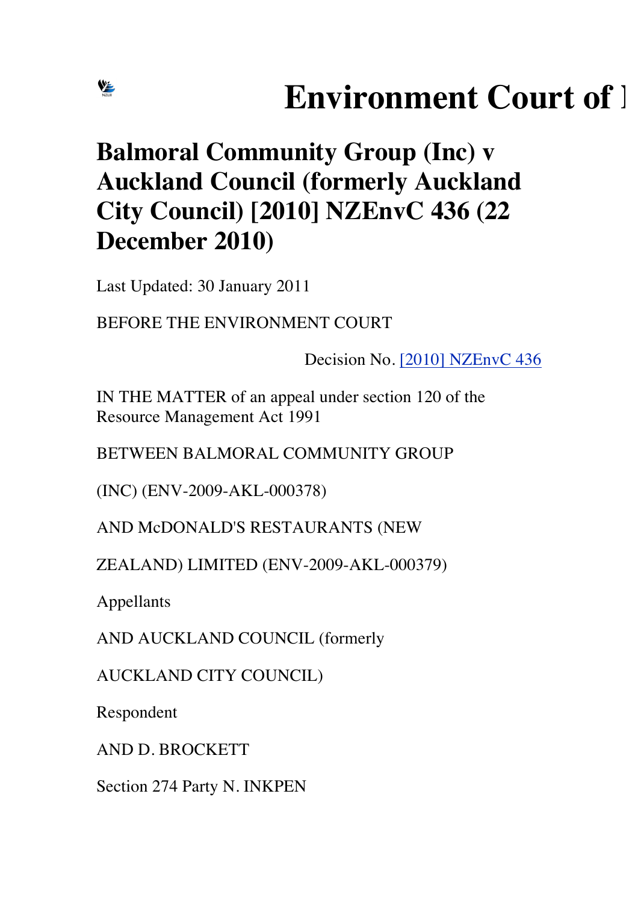# Environment Court of I

## Balmoral Community Group (Inc) v Auckland Council (formerly Auckland City Council) [2010] NZEnvC 436 (22 December 2010)

Last Updated: 30 January 2011

BEFORE THE ENVIRONMENT COURT

Decision No. [2010] NZEnvC 436

IN THE MATTER of an appeal under section 120 of the Resource Management Act 1991

BETWEEN BALMORAL COMMUNITY GROUP

(INC) (ENV-2009-AKL-000378)

AND McDONALD'S RESTAURANTS (NEW

ZEALAND) LIMITED (ENV-2009-AKL-000379)

Appellants

AND AUCKLAND COUNCIL (formerly

AUCKLAND CITY COUNCIL)

Respondent

AND D. BROCKETT

Section 274 Party N. INKPEN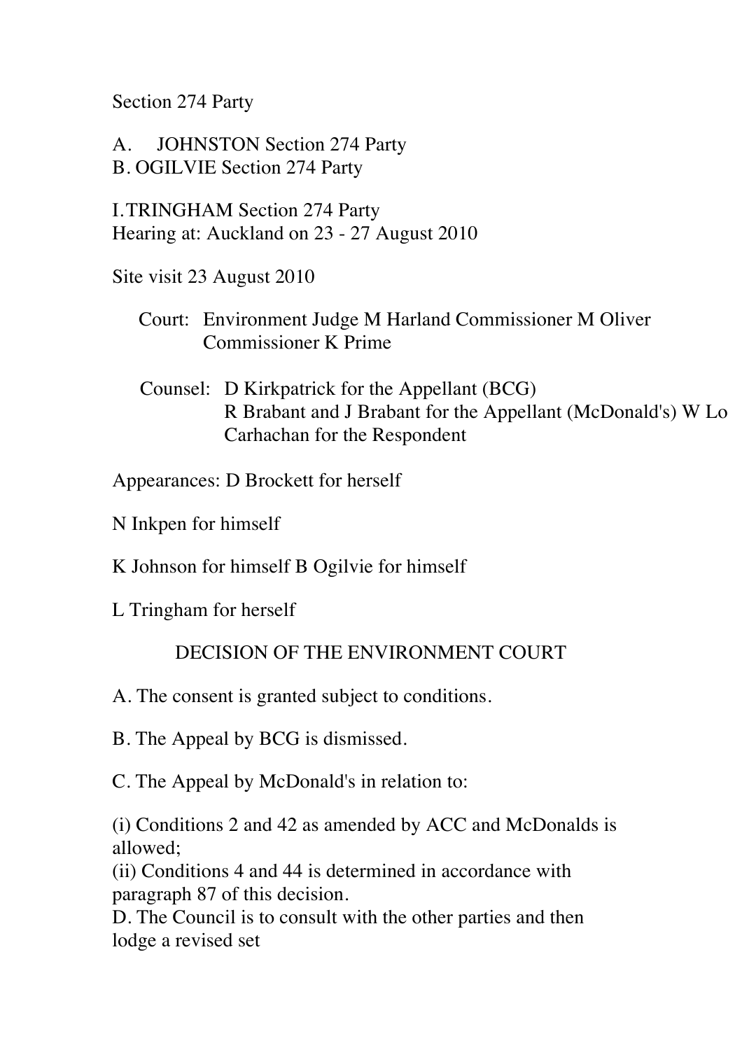Section 274 Party

A. JOHNSTON Section 274 Party
B. OGILVIE Section 274 Party

I. TRINGHAM Section 274 Party
Hearing at: Auckland on 23 - 27 August 2010

Site visit 23 August 2010

Court: Environment Judge M Harland Commissioner M Oliver Commissioner K Prime

Counsel: D Kirkpatrick for the Appellant (BCG)
R Brabant and J Brabant for the Appellant (McDonald's) W Lo Carhachan for the Respondent

Appearances: D Brockett for herself

N Inkpen for himself

K Johnson for himself B Ogilvie for himself

L Tringham for herself

## DECISION OF THE ENVIRONMENT COURT

A. The consent is granted subject to conditions.

B. The Appeal by BCG is dismissed.

C. The Appeal by McDonald's in relation to:

(i) Conditions 2 and 42 as amended by ACC and McDonalds is allowed;
(ii) Conditions 4 and 44 is determined in accordance with paragraph 87 of this decision.

D. The Council is to consult with the other parties and then lodge a revised set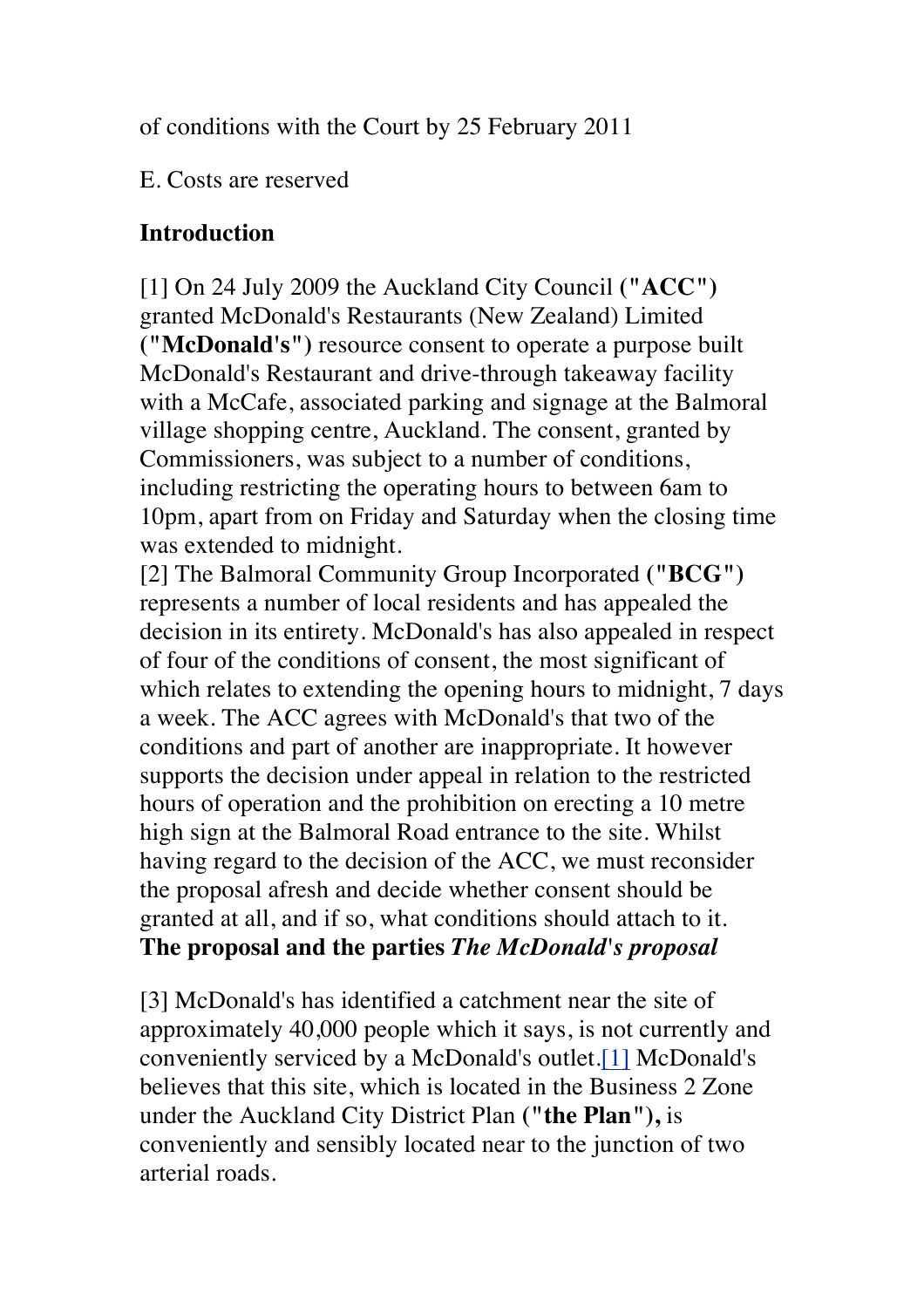of conditions with the Court by 25 February 2011

E. Costs are reserved

## Introduction

[1] On 24 July 2009 the Auckland City Council **("ACC")** granted McDonald's Restaurants (New Zealand) Limited **("McDonald's")** resource consent to operate a purpose built McDonald's Restaurant and drive-through takeaway facility with a McCafe, associated parking and signage at the Balmoral village shopping centre, Auckland. The consent, granted by Commissioners, was subject to a number of conditions, including restricting the operating hours to between 6am to 10pm, apart from on Friday and Saturday when the closing time was extended to midnight.

[2] The Balmoral Community Group Incorporated **("BCG")** represents a number of local residents and has appealed the decision in its entirety. McDonald's has also appealed in respect of four of the conditions of consent, the most significant of which relates to extending the opening hours to midnight, 7 days a week. The ACC agrees with McDonald's that two of the conditions and part of another are inappropriate. It however supports the decision under appeal in relation to the restricted hours of operation and the prohibition on erecting a 10 metre high sign at the Balmoral Road entrance to the site. Whilst having regard to the decision of the ACC, we must reconsider the proposal afresh and decide whether consent should be granted at all, and if so, what conditions should attach to it.

## The proposal and the parties *The McDonald's proposal*

[3] McDonald's has identified a catchment near the site of approximately 40,000 people which it says, is not currently and conveniently serviced by a McDonald's outlet.[1] McDonald's believes that this site, which is located in the Business 2 Zone under the Auckland City District Plan **("the Plan"),** is conveniently and sensibly located near to the junction of two arterial roads.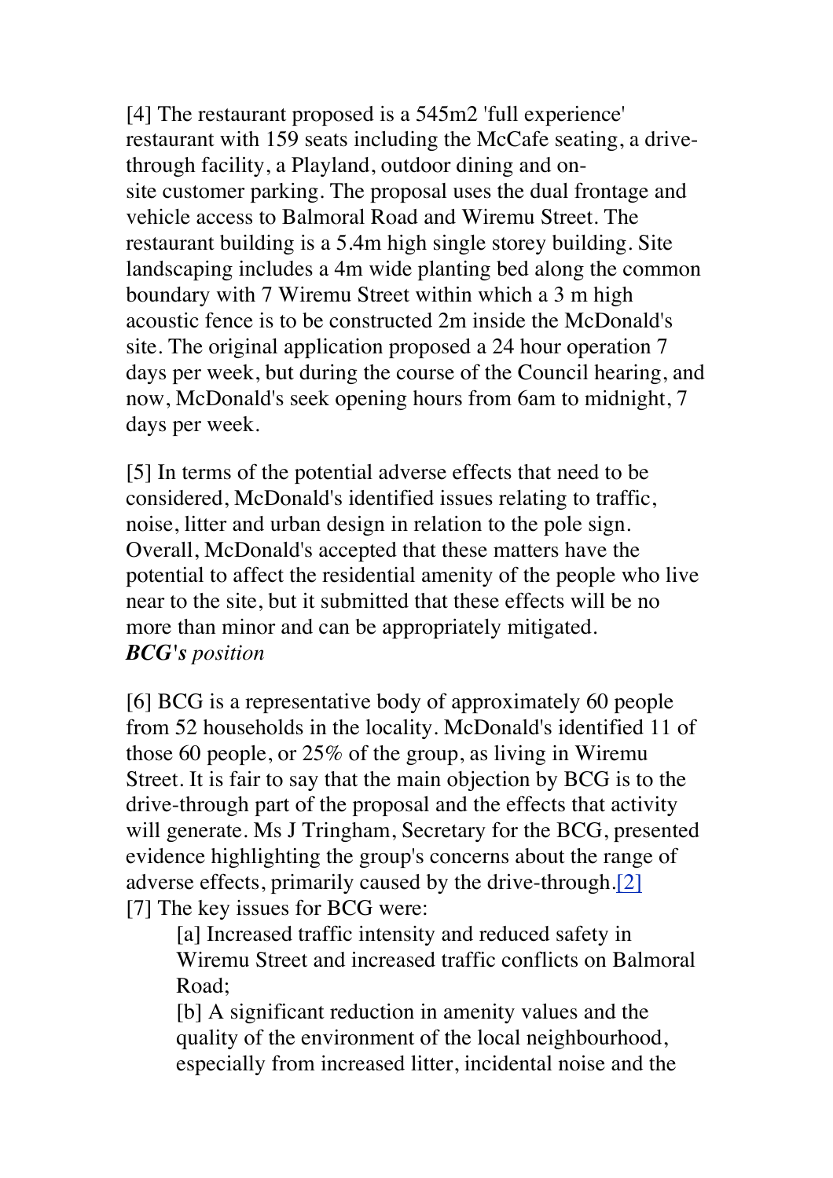[4] The restaurant proposed is a 545m2 'full experience' restaurant with 159 seats including the McCafe seating, a drive-through facility, a Playland, outdoor dining and on-site customer parking. The proposal uses the dual frontage and vehicle access to Balmoral Road and Wiremu Street. The restaurant building is a 5.4m high single storey building. Site landscaping includes a 4m wide planting bed along the common boundary with 7 Wiremu Street within which a 3 m high acoustic fence is to be constructed 2m inside the McDonald's site. The original application proposed a 24 hour operation 7 days per week, but during the course of the Council hearing, and now, McDonald's seek opening hours from 6am to midnight, 7 days per week.

[5] In terms of the potential adverse effects that need to be considered, McDonald's identified issues relating to traffic, noise, litter and urban design in relation to the pole sign. Overall, McDonald's accepted that these matters have the potential to affect the residential amenity of the people who live near to the site, but it submitted that these effects will be no more than minor and can be appropriately mitigated.

***BCG's** position*

[6] BCG is a representative body of approximately 60 people from 52 households in the locality. McDonald's identified 11 of those 60 people, or 25% of the group, as living in Wiremu Street. It is fair to say that the main objection by BCG is to the drive-through part of the proposal and the effects that activity will generate. Ms J Tringham, Secretary for the BCG, presented evidence highlighting the group's concerns about the range of adverse effects, primarily caused by the drive-through.[2]

[7] The key issues for BCG were:

> [a] Increased traffic intensity and reduced safety in Wiremu Street and increased traffic conflicts on Balmoral Road;
>
> [b] A significant reduction in amenity values and the quality of the environment of the local neighbourhood, especially from increased litter, incidental noise and the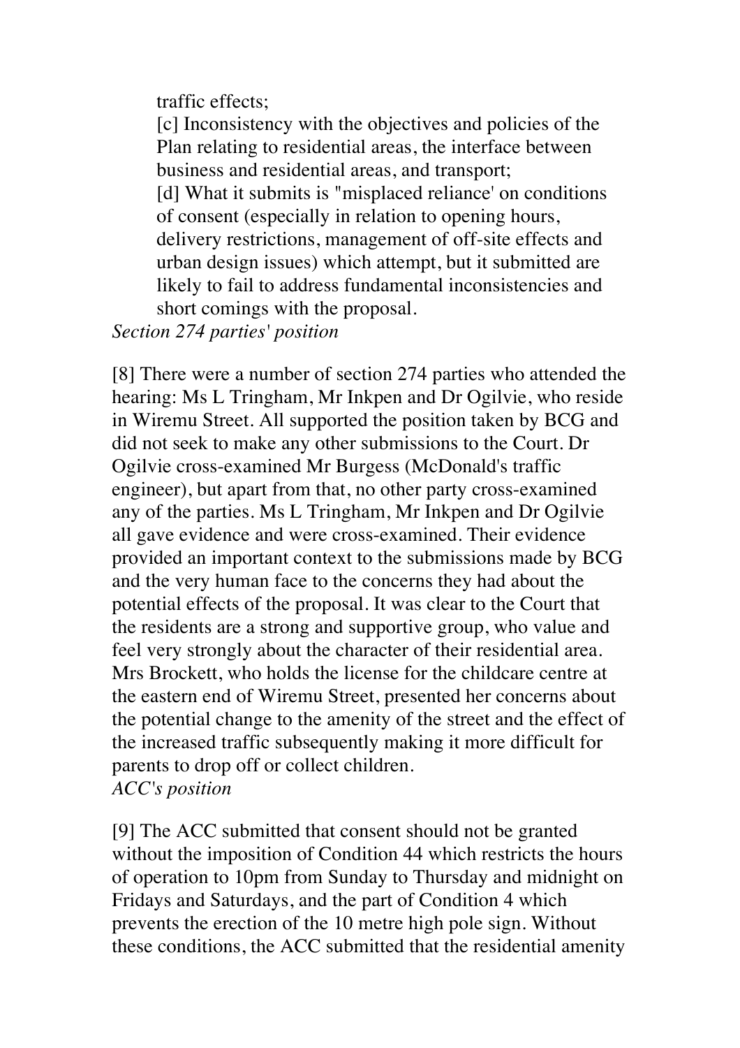traffic effects;

[c] Inconsistency with the objectives and policies of the Plan relating to residential areas, the interface between business and residential areas, and transport;

[d] What it submits is "misplaced reliance' on conditions of consent (especially in relation to opening hours, delivery restrictions, management of off-site effects and urban design issues) which attempt, but it submitted are likely to fail to address fundamental inconsistencies and short comings with the proposal.

*Section 274 parties' position*

[8] There were a number of section 274 parties who attended the hearing: Ms L Tringham, Mr Inkpen and Dr Ogilvie, who reside in Wiremu Street. All supported the position taken by BCG and did not seek to make any other submissions to the Court. Dr Ogilvie cross-examined Mr Burgess (McDonald's traffic engineer), but apart from that, no other party cross-examined any of the parties. Ms L Tringham, Mr Inkpen and Dr Ogilvie all gave evidence and were cross-examined. Their evidence provided an important context to the submissions made by BCG and the very human face to the concerns they had about the potential effects of the proposal. It was clear to the Court that the residents are a strong and supportive group, who value and feel very strongly about the character of their residential area. Mrs Brockett, who holds the license for the childcare centre at the eastern end of Wiremu Street, presented her concerns about the potential change to the amenity of the street and the effect of the increased traffic subsequently making it more difficult for parents to drop off or collect children.

*ACC's position*

[9] The ACC submitted that consent should not be granted without the imposition of Condition 44 which restricts the hours of operation to 10pm from Sunday to Thursday and midnight on Fridays and Saturdays, and the part of Condition 4 which prevents the erection of the 10 metre high pole sign. Without these conditions, the ACC submitted that the residential amenity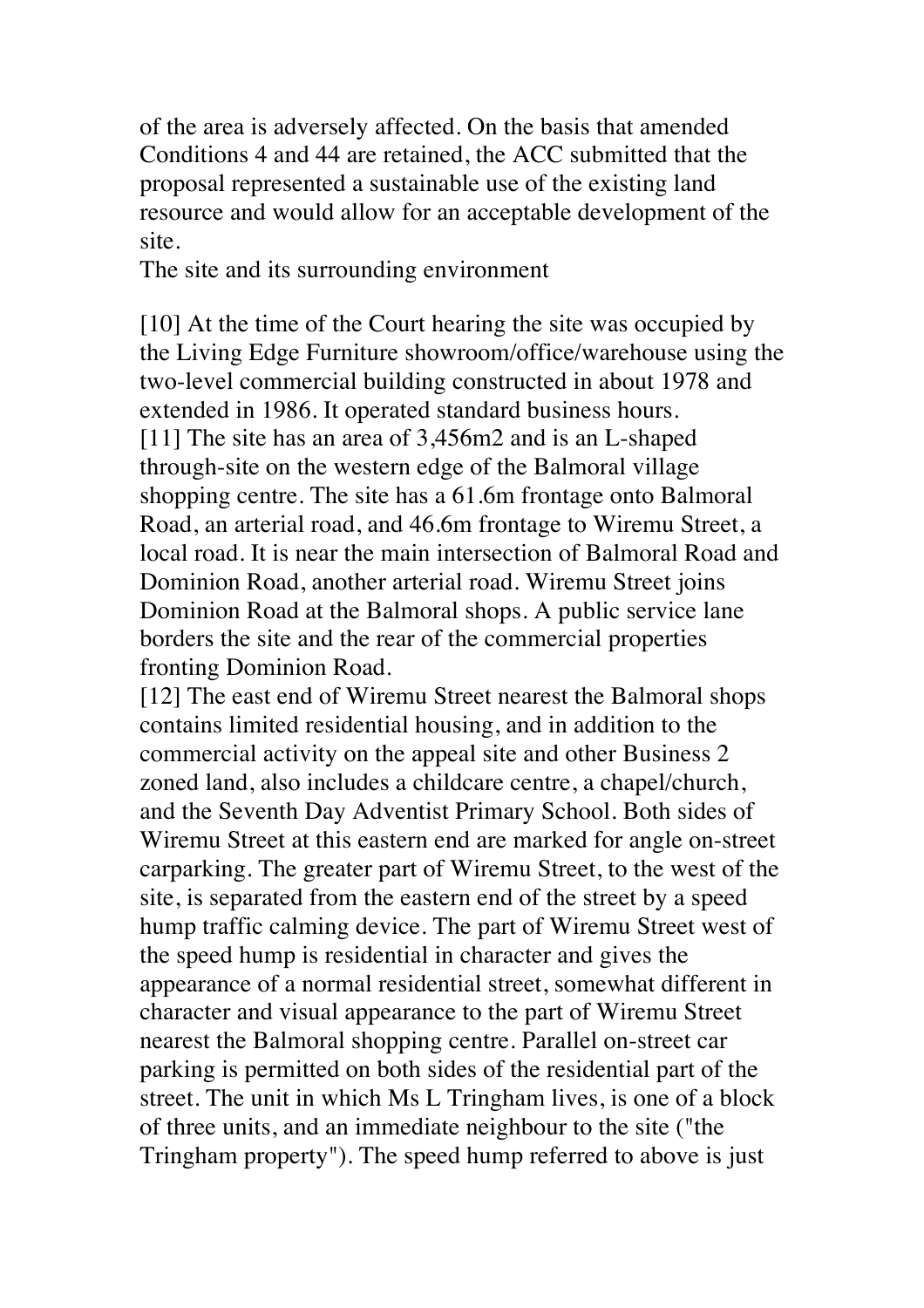of the area is adversely affected. On the basis that amended Conditions 4 and 44 are retained, the ACC submitted that the proposal represented a sustainable use of the existing land resource and would allow for an acceptable development of the site.

## The site and its surrounding environment

[10] At the time of the Court hearing the site was occupied by the Living Edge Furniture showroom/office/warehouse using the two-level commercial building constructed in about 1978 and extended in 1986. It operated standard business hours.

[11] The site has an area of 3,456m2 and is an L-shaped through-site on the western edge of the Balmoral village shopping centre. The site has a 61.6m frontage onto Balmoral Road, an arterial road, and 46.6m frontage to Wiremu Street, a local road. It is near the main intersection of Balmoral Road and Dominion Road, another arterial road. Wiremu Street joins Dominion Road at the Balmoral shops. A public service lane borders the site and the rear of the commercial properties fronting Dominion Road.

[12] The east end of Wiremu Street nearest the Balmoral shops contains limited residential housing, and in addition to the commercial activity on the appeal site and other Business 2 zoned land, also includes a childcare centre, a chapel/church, and the Seventh Day Adventist Primary School. Both sides of Wiremu Street at this eastern end are marked for angle on-street carparking. The greater part of Wiremu Street, to the west of the site, is separated from the eastern end of the street by a speed hump traffic calming device. The part of Wiremu Street west of the speed hump is residential in character and gives the appearance of a normal residential street, somewhat different in character and visual appearance to the part of Wiremu Street nearest the Balmoral shopping centre. Parallel on-street car parking is permitted on both sides of the residential part of the street. The unit in which Ms L Tringham lives, is one of a block of three units, and an immediate neighbour to the site ("the Tringham property"). The speed hump referred to above is just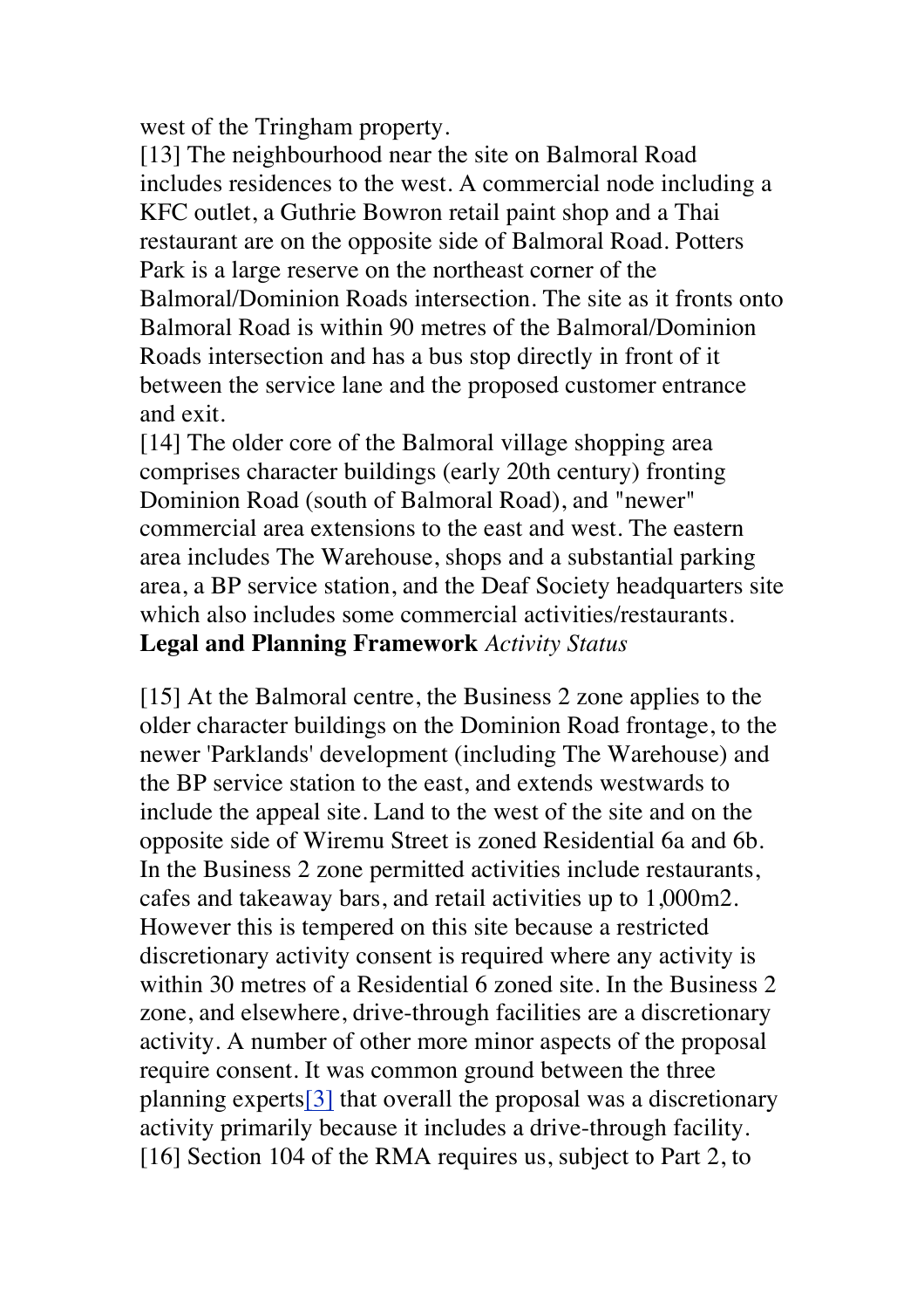west of the Tringham property.

[13] The neighbourhood near the site on Balmoral Road includes residences to the west. A commercial node including a KFC outlet, a Guthrie Bowron retail paint shop and a Thai restaurant are on the opposite side of Balmoral Road. Potters Park is a large reserve on the northeast corner of the Balmoral/Dominion Roads intersection. The site as it fronts onto Balmoral Road is within 90 metres of the Balmoral/Dominion Roads intersection and has a bus stop directly in front of it between the service lane and the proposed customer entrance and exit.

[14] The older core of the Balmoral village shopping area comprises character buildings (early 20th century) fronting Dominion Road (south of Balmoral Road), and "newer" commercial area extensions to the east and west. The eastern area includes The Warehouse, shops and a substantial parking area, a BP service station, and the Deaf Society headquarters site which also includes some commercial activities/restaurants.

**Legal and Planning Framework** *Activity Status*

[15] At the Balmoral centre, the Business 2 zone applies to the older character buildings on the Dominion Road frontage, to the newer 'Parklands' development (including The Warehouse) and the BP service station to the east, and extends westwards to include the appeal site. Land to the west of the site and on the opposite side of Wiremu Street is zoned Residential 6a and 6b. In the Business 2 zone permitted activities include restaurants, cafes and takeaway bars, and retail activities up to 1,000m2. However this is tempered on this site because a restricted discretionary activity consent is required where any activity is within 30 metres of a Residential 6 zoned site. In the Business 2 zone, and elsewhere, drive-through facilities are a discretionary activity. A number of other more minor aspects of the proposal require consent. It was common ground between the three planning experts[3] that overall the proposal was a discretionary activity primarily because it includes a drive-through facility.

[16] Section 104 of the RMA requires us, subject to Part 2, to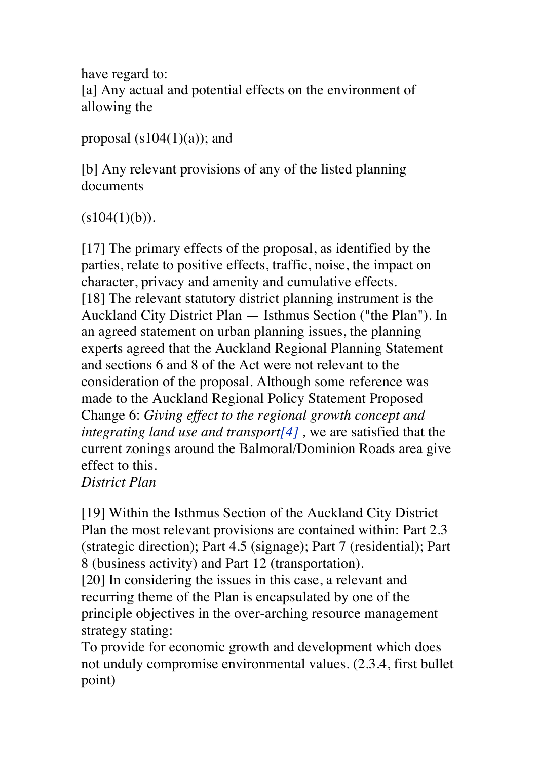have regard to:
[a] Any actual and potential effects on the environment of allowing the

proposal (s104(1)(a)); and

[b] Any relevant provisions of any of the listed planning documents

(s104(1)(b)).

[17] The primary effects of the proposal, as identified by the parties, relate to positive effects, traffic, noise, the impact on character, privacy and amenity and cumulative effects.
[18] The relevant statutory district planning instrument is the Auckland City District Plan — Isthmus Section ("the Plan"). In an agreed statement on urban planning issues, the planning experts agreed that the Auckland Regional Planning Statement and sections 6 and 8 of the Act were not relevant to the consideration of the proposal. Although some reference was made to the Auckland Regional Policy Statement Proposed Change 6: *Giving effect to the regional growth concept and integrating land use and transport*[4] , we are satisfied that the current zonings around the Balmoral/Dominion Roads area give effect to this.

*District Plan*

[19] Within the Isthmus Section of the Auckland City District Plan the most relevant provisions are contained within: Part 2.3 (strategic direction); Part 4.5 (signage); Part 7 (residential); Part 8 (business activity) and Part 12 (transportation).
[20] In considering the issues in this case, a relevant and recurring theme of the Plan is encapsulated by one of the principle objectives in the over-arching resource management strategy stating:
To provide for economic growth and development which does not unduly compromise environmental values. (2.3.4, first bullet point)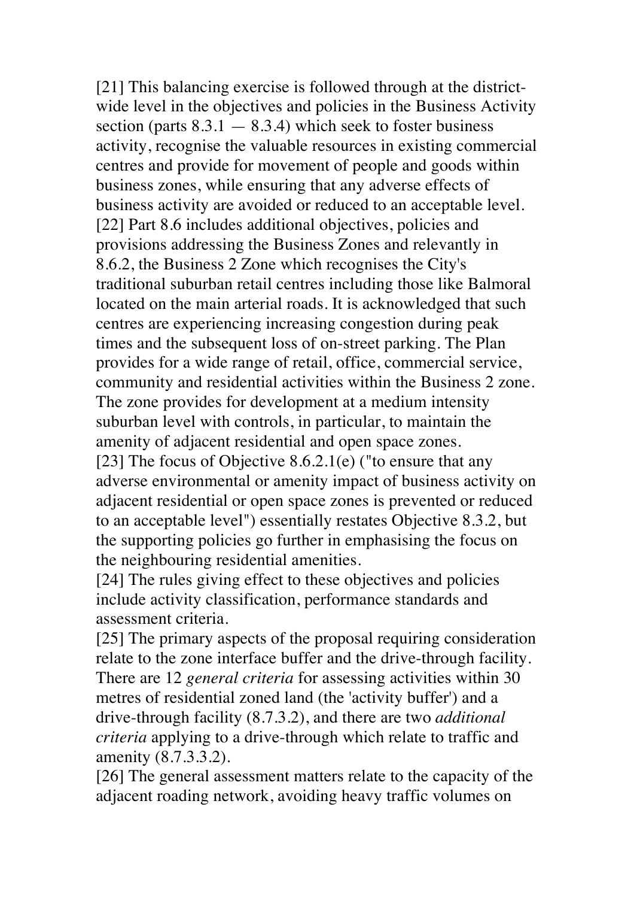[21] This balancing exercise is followed through at the district-wide level in the objectives and policies in the Business Activity section (parts 8.3.1 — 8.3.4) which seek to foster business activity, recognise the valuable resources in existing commercial centres and provide for movement of people and goods within business zones, while ensuring that any adverse effects of business activity are avoided or reduced to an acceptable level.

[22] Part 8.6 includes additional objectives, policies and provisions addressing the Business Zones and relevantly in 8.6.2, the Business 2 Zone which recognises the City's traditional suburban retail centres including those like Balmoral located on the main arterial roads. It is acknowledged that such centres are experiencing increasing congestion during peak times and the subsequent loss of on-street parking. The Plan provides for a wide range of retail, office, commercial service, community and residential activities within the Business 2 zone. The zone provides for development at a medium intensity suburban level with controls, in particular, to maintain the amenity of adjacent residential and open space zones.

[23] The focus of Objective 8.6.2.1(e) ("to ensure that any adverse environmental or amenity impact of business activity on adjacent residential or open space zones is prevented or reduced to an acceptable level") essentially restates Objective 8.3.2, but the supporting policies go further in emphasising the focus on the neighbouring residential amenities.

[24] The rules giving effect to these objectives and policies include activity classification, performance standards and assessment criteria.

[25] The primary aspects of the proposal requiring consideration relate to the zone interface buffer and the drive-through facility. There are 12 *general criteria* for assessing activities within 30 metres of residential zoned land (the 'activity buffer') and a drive-through facility (8.7.3.2), and there are two *additional criteria* applying to a drive-through which relate to traffic and amenity (8.7.3.3.2).

[26] The general assessment matters relate to the capacity of the adjacent roading network, avoiding heavy traffic volumes on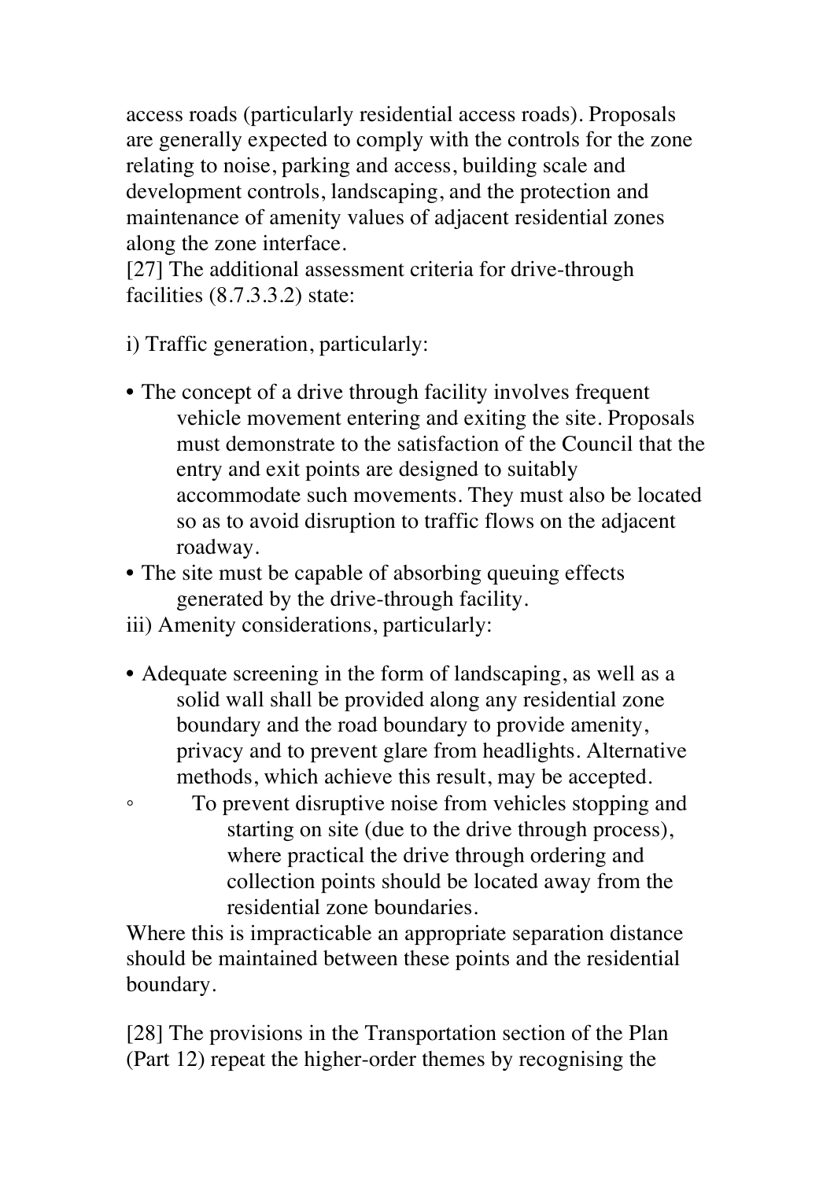access roads (particularly residential access roads). Proposals are generally expected to comply with the controls for the zone relating to noise, parking and access, building scale and development controls, landscaping, and the protection and maintenance of amenity values of adjacent residential zones along the zone interface.

[27] The additional assessment criteria for drive-through facilities (8.7.3.3.2) state:

i) Traffic generation, particularly:

- The concept of a drive through facility involves frequent vehicle movement entering and exiting the site. Proposals must demonstrate to the satisfaction of the Council that the entry and exit points are designed to suitably accommodate such movements. They must also be located so as to avoid disruption to traffic flows on the adjacent roadway.
- The site must be capable of absorbing queuing effects generated by the drive-through facility.

iii) Amenity considerations, particularly:

- Adequate screening in the form of landscaping, as well as a solid wall shall be provided along any residential zone boundary and the road boundary to provide amenity, privacy and to prevent glare from headlights. Alternative methods, which achieve this result, may be accepted.
  - To prevent disruptive noise from vehicles stopping and starting on site (due to the drive through process), where practical the drive through ordering and collection points should be located away from the residential zone boundaries.

Where this is impracticable an appropriate separation distance should be maintained between these points and the residential boundary.

[28] The provisions in the Transportation section of the Plan (Part 12) repeat the higher-order themes by recognising the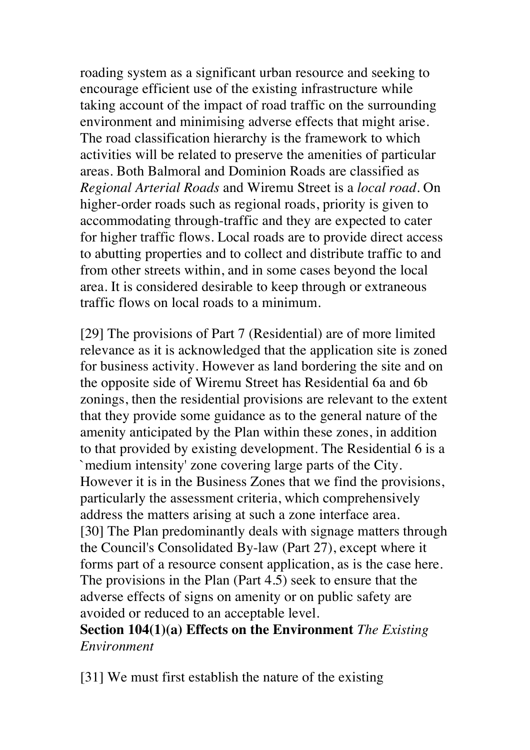roading system as a significant urban resource and seeking to encourage efficient use of the existing infrastructure while taking account of the impact of road traffic on the surrounding environment and minimising adverse effects that might arise. The road classification hierarchy is the framework to which activities will be related to preserve the amenities of particular areas. Both Balmoral and Dominion Roads are classified as *Regional Arterial Roads* and Wiremu Street is a *local road*. On higher-order roads such as regional roads, priority is given to accommodating through-traffic and they are expected to cater for higher traffic flows. Local roads are to provide direct access to abutting properties and to collect and distribute traffic to and from other streets within, and in some cases beyond the local area. It is considered desirable to keep through or extraneous traffic flows on local roads to a minimum.

[29] The provisions of Part 7 (Residential) are of more limited relevance as it is acknowledged that the application site is zoned for business activity. However as land bordering the site and on the opposite side of Wiremu Street has Residential 6a and 6b zonings, then the residential provisions are relevant to the extent that they provide some guidance as to the general nature of the amenity anticipated by the Plan within these zones, in addition to that provided by existing development. The Residential 6 is a `medium intensity' zone covering large parts of the City. However it is in the Business Zones that we find the provisions, particularly the assessment criteria, which comprehensively address the matters arising at such a zone interface area.

[30] The Plan predominantly deals with signage matters through the Council's Consolidated By-law (Part 27), except where it forms part of a resource consent application, as is the case here. The provisions in the Plan (Part 4.5) seek to ensure that the adverse effects of signs on amenity or on public safety are avoided or reduced to an acceptable level.

**Section 104(1)(a) Effects on the Environment** *The Existing Environment*

[31] We must first establish the nature of the existing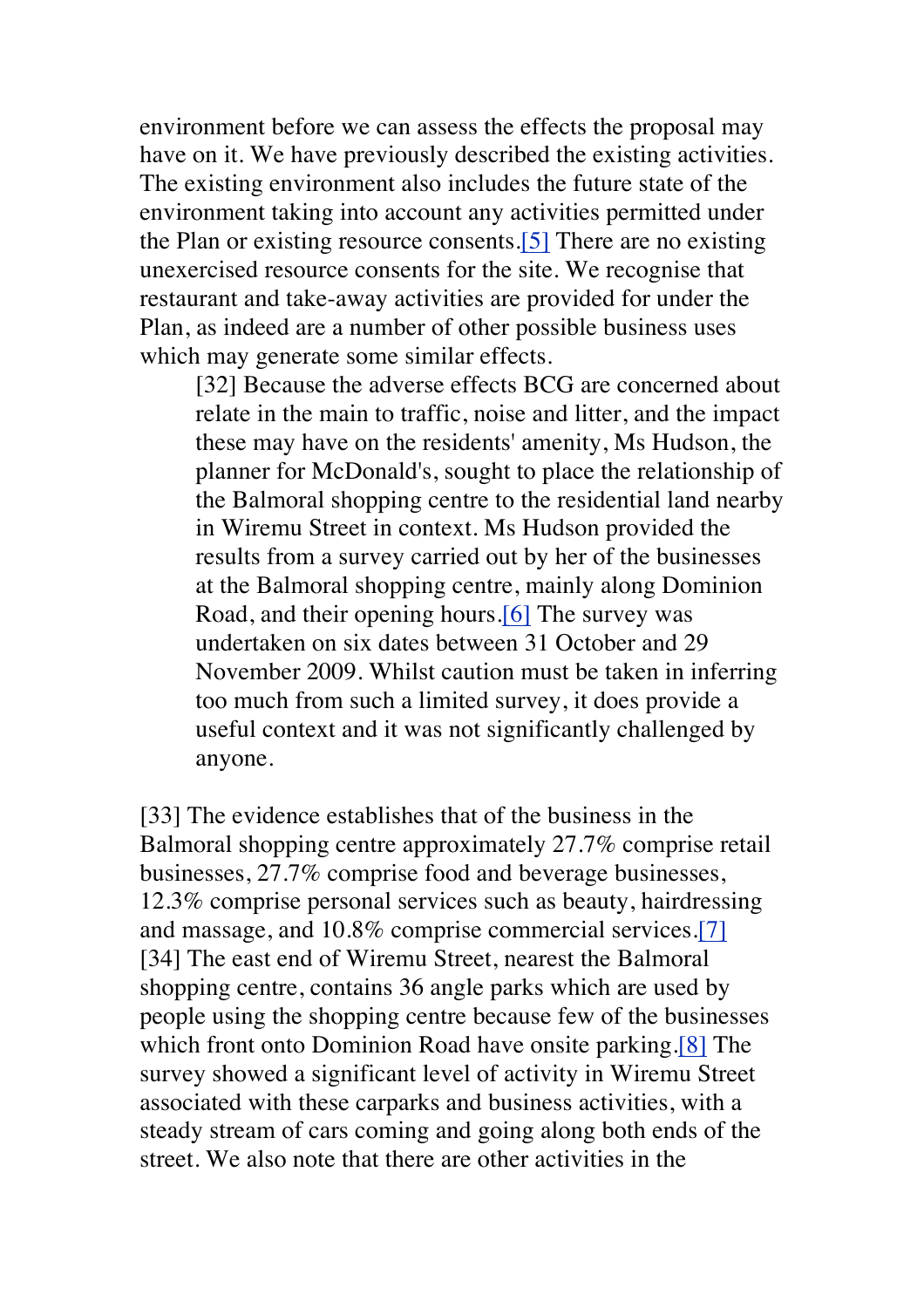environment before we can assess the effects the proposal may have on it. We have previously described the existing activities. The existing environment also includes the future state of the environment taking into account any activities permitted under the Plan or existing resource consents.[5] There are no existing unexercised resource consents for the site. We recognise that restaurant and take-away activities are provided for under the Plan, as indeed are a number of other possible business uses which may generate some similar effects.

[32] Because the adverse effects BCG are concerned about relate in the main to traffic, noise and litter, and the impact these may have on the residents' amenity, Ms Hudson, the planner for McDonald's, sought to place the relationship of the Balmoral shopping centre to the residential land nearby in Wiremu Street in context. Ms Hudson provided the results from a survey carried out by her of the businesses at the Balmoral shopping centre, mainly along Dominion Road, and their opening hours.[6] The survey was undertaken on six dates between 31 October and 29 November 2009. Whilst caution must be taken in inferring too much from such a limited survey, it does provide a useful context and it was not significantly challenged by anyone.

[33] The evidence establishes that of the business in the Balmoral shopping centre approximately 27.7% comprise retail businesses, 27.7% comprise food and beverage businesses, 12.3% comprise personal services such as beauty, hairdressing and massage, and 10.8% comprise commercial services.[7]

[34] The east end of Wiremu Street, nearest the Balmoral shopping centre, contains 36 angle parks which are used by people using the shopping centre because few of the businesses which front onto Dominion Road have onsite parking.[8] The survey showed a significant level of activity in Wiremu Street associated with these carparks and business activities, with a steady stream of cars coming and going along both ends of the street. We also note that there are other activities in the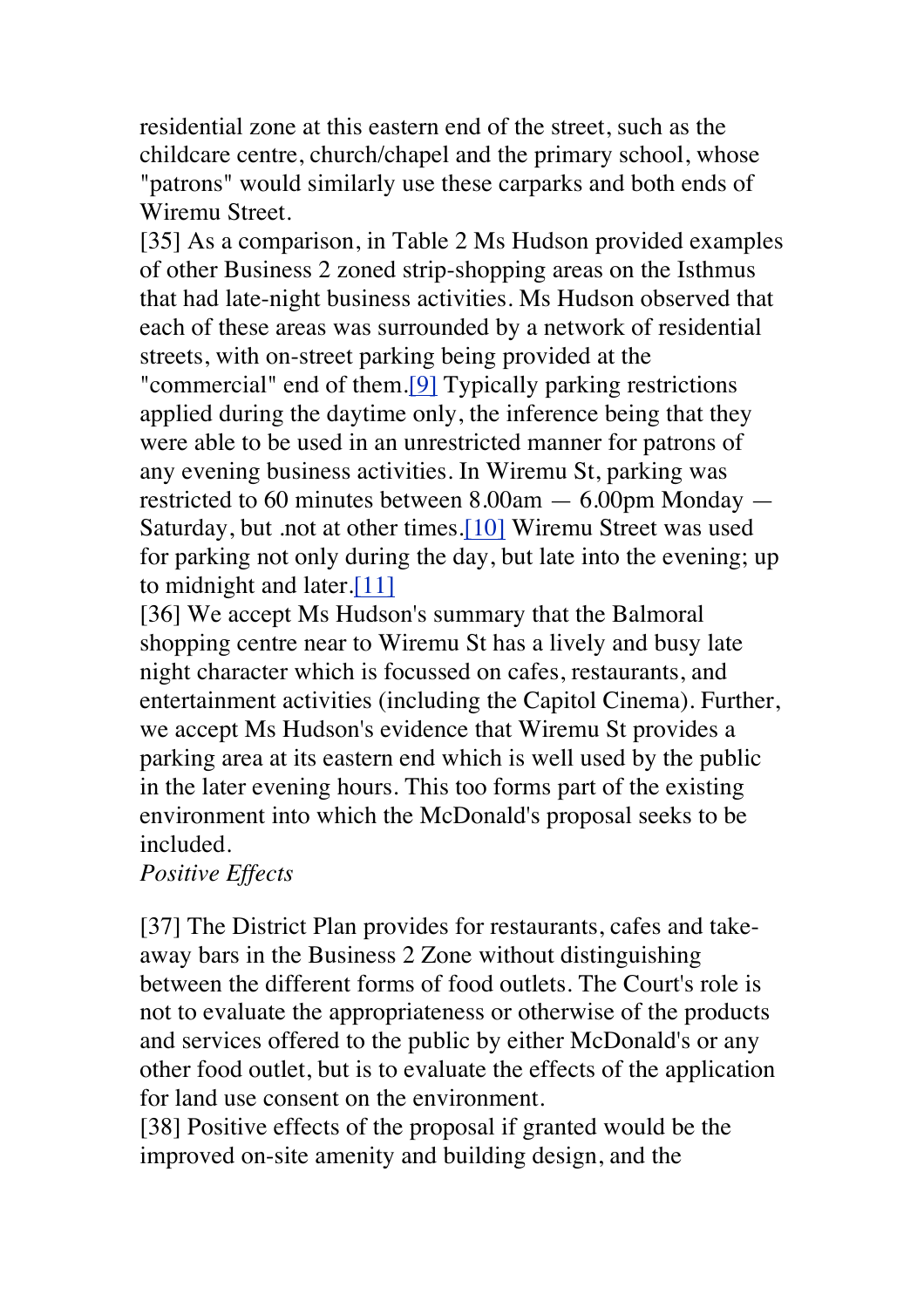residential zone at this eastern end of the street, such as the childcare centre, church/chapel and the primary school, whose "patrons" would similarly use these carparks and both ends of Wiremu Street.

[35] As a comparison, in Table 2 Ms Hudson provided examples of other Business 2 zoned strip-shopping areas on the Isthmus that had late-night business activities. Ms Hudson observed that each of these areas was surrounded by a network of residential streets, with on-street parking being provided at the "commercial" end of them.[9] Typically parking restrictions applied during the daytime only, the inference being that they were able to be used in an unrestricted manner for patrons of any evening business activities. In Wiremu St, parking was restricted to 60 minutes between 8.00am — 6.00pm Monday — Saturday, but .not at other times.[10] Wiremu Street was used for parking not only during the day, but late into the evening; up to midnight and later.[11]

[36] We accept Ms Hudson's summary that the Balmoral shopping centre near to Wiremu St has a lively and busy late night character which is focussed on cafes, restaurants, and entertainment activities (including the Capitol Cinema). Further, we accept Ms Hudson's evidence that Wiremu St provides a parking area at its eastern end which is well used by the public in the later evening hours. This too forms part of the existing environment into which the McDonald's proposal seeks to be included.

*Positive Effects*

[37] The District Plan provides for restaurants, cafes and take-away bars in the Business 2 Zone without distinguishing between the different forms of food outlets. The Court's role is not to evaluate the appropriateness or otherwise of the products and services offered to the public by either McDonald's or any other food outlet, but is to evaluate the effects of the application for land use consent on the environment.

[38] Positive effects of the proposal if granted would be the improved on-site amenity and building design, and the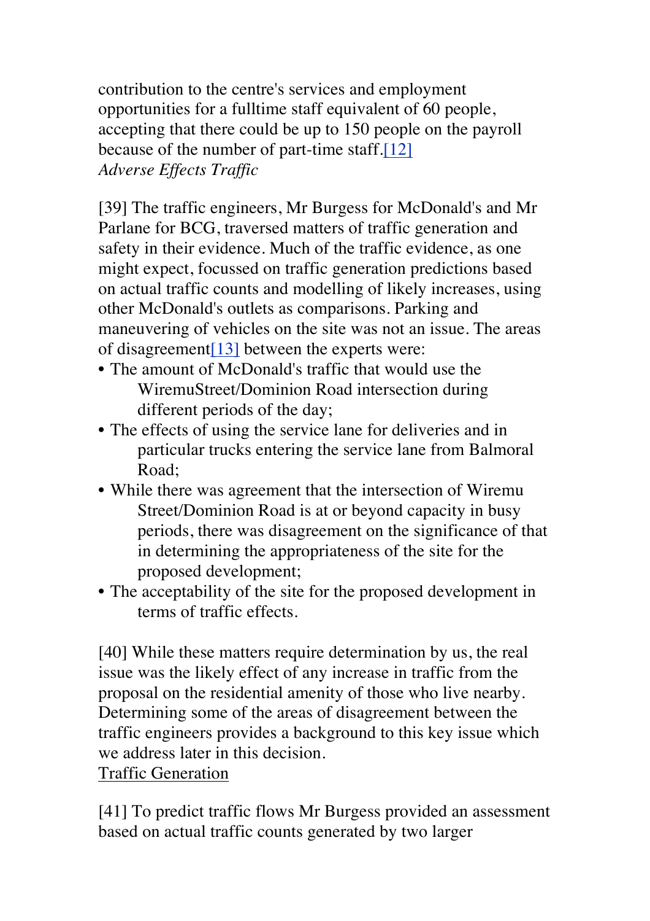contribution to the centre's services and employment opportunities for a fulltime staff equivalent of 60 people, accepting that there could be up to 150 people on the payroll because of the number of part-time staff.[12]

*Adverse Effects Traffic*

[39] The traffic engineers, Mr Burgess for McDonald's and Mr Parlane for BCG, traversed matters of traffic generation and safety in their evidence. Much of the traffic evidence, as one might expect, focussed on traffic generation predictions based on actual traffic counts and modelling of likely increases, using other McDonald's outlets as comparisons. Parking and maneuvering of vehicles on the site was not an issue. The areas of disagreement[13] between the experts were:

- The amount of McDonald's traffic that would use the WiremuStreet/Dominion Road intersection during different periods of the day;
- The effects of using the service lane for deliveries and in particular trucks entering the service lane from Balmoral Road;
- While there was agreement that the intersection of Wiremu Street/Dominion Road is at or beyond capacity in busy periods, there was disagreement on the significance of that in determining the appropriateness of the site for the proposed development;
- The acceptability of the site for the proposed development in terms of traffic effects.

[40] While these matters require determination by us, the real issue was the likely effect of any increase in traffic from the proposal on the residential amenity of those who live nearby. Determining some of the areas of disagreement between the traffic engineers provides a background to this key issue which we address later in this decision.

<u>Traffic Generation</u>

[41] To predict traffic flows Mr Burgess provided an assessment based on actual traffic counts generated by two larger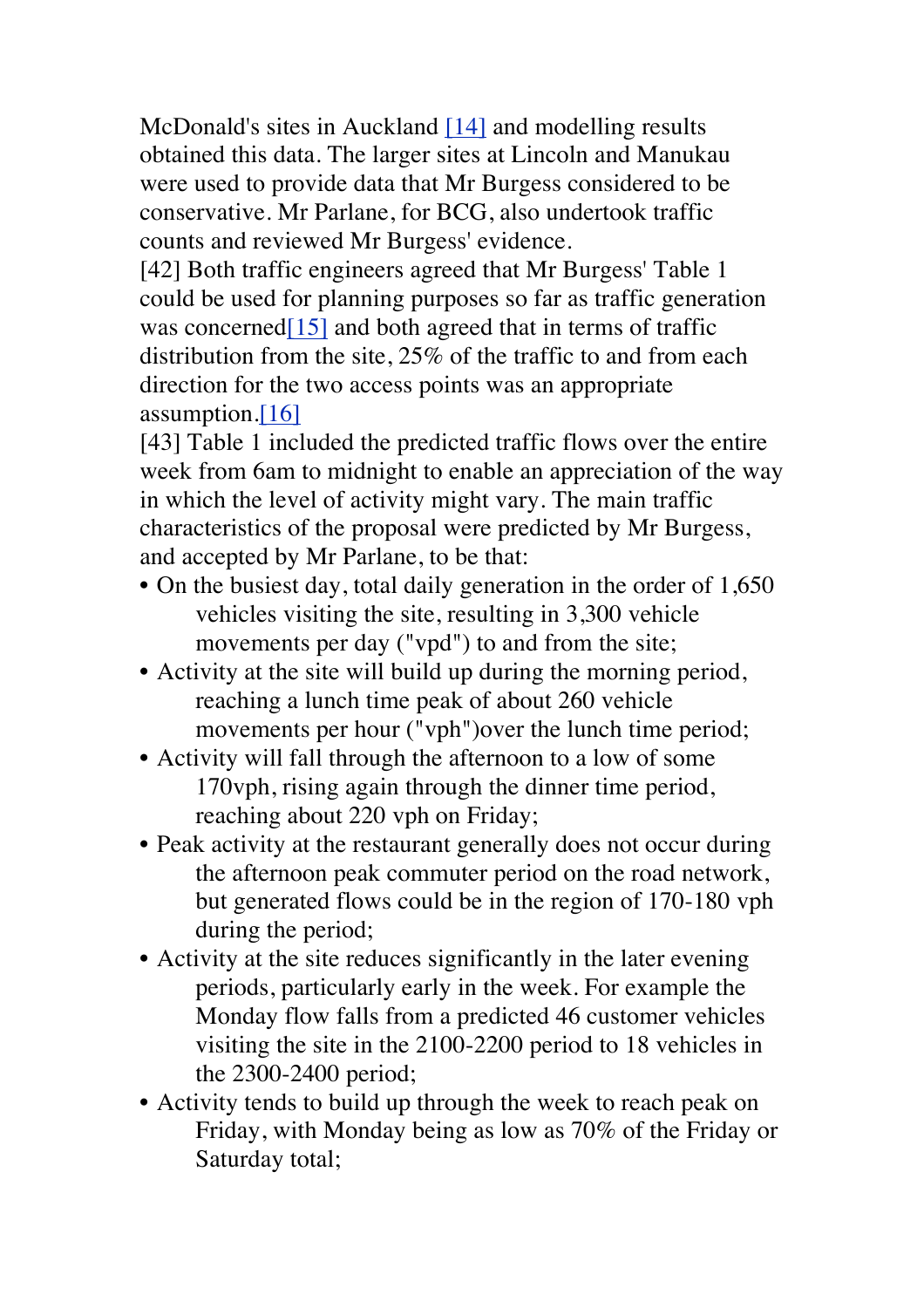McDonald's sites in Auckland [14] and modelling results obtained this data. The larger sites at Lincoln and Manukau were used to provide data that Mr Burgess considered to be conservative. Mr Parlane, for BCG, also undertook traffic counts and reviewed Mr Burgess' evidence.

[42] Both traffic engineers agreed that Mr Burgess' Table 1 could be used for planning purposes so far as traffic generation was concerned[15] and both agreed that in terms of traffic distribution from the site, 25% of the traffic to and from each direction for the two access points was an appropriate assumption.[16]

[43] Table 1 included the predicted traffic flows over the entire week from 6am to midnight to enable an appreciation of the way in which the level of activity might vary. The main traffic characteristics of the proposal were predicted by Mr Burgess, and accepted by Mr Parlane, to be that:

- On the busiest day, total daily generation in the order of 1,650 vehicles visiting the site, resulting in 3,300 vehicle movements per day ("vpd") to and from the site;
- Activity at the site will build up during the morning period, reaching a lunch time peak of about 260 vehicle movements per hour ("vph")over the lunch time period;
- Activity will fall through the afternoon to a low of some 170vph, rising again through the dinner time period, reaching about 220 vph on Friday;
- Peak activity at the restaurant generally does not occur during the afternoon peak commuter period on the road network, but generated flows could be in the region of 170-180 vph during the period;
- Activity at the site reduces significantly in the later evening periods, particularly early in the week. For example the Monday flow falls from a predicted 46 customer vehicles visiting the site in the 2100-2200 period to 18 vehicles in the 2300-2400 period;
- Activity tends to build up through the week to reach peak on Friday, with Monday being as low as 70% of the Friday or Saturday total;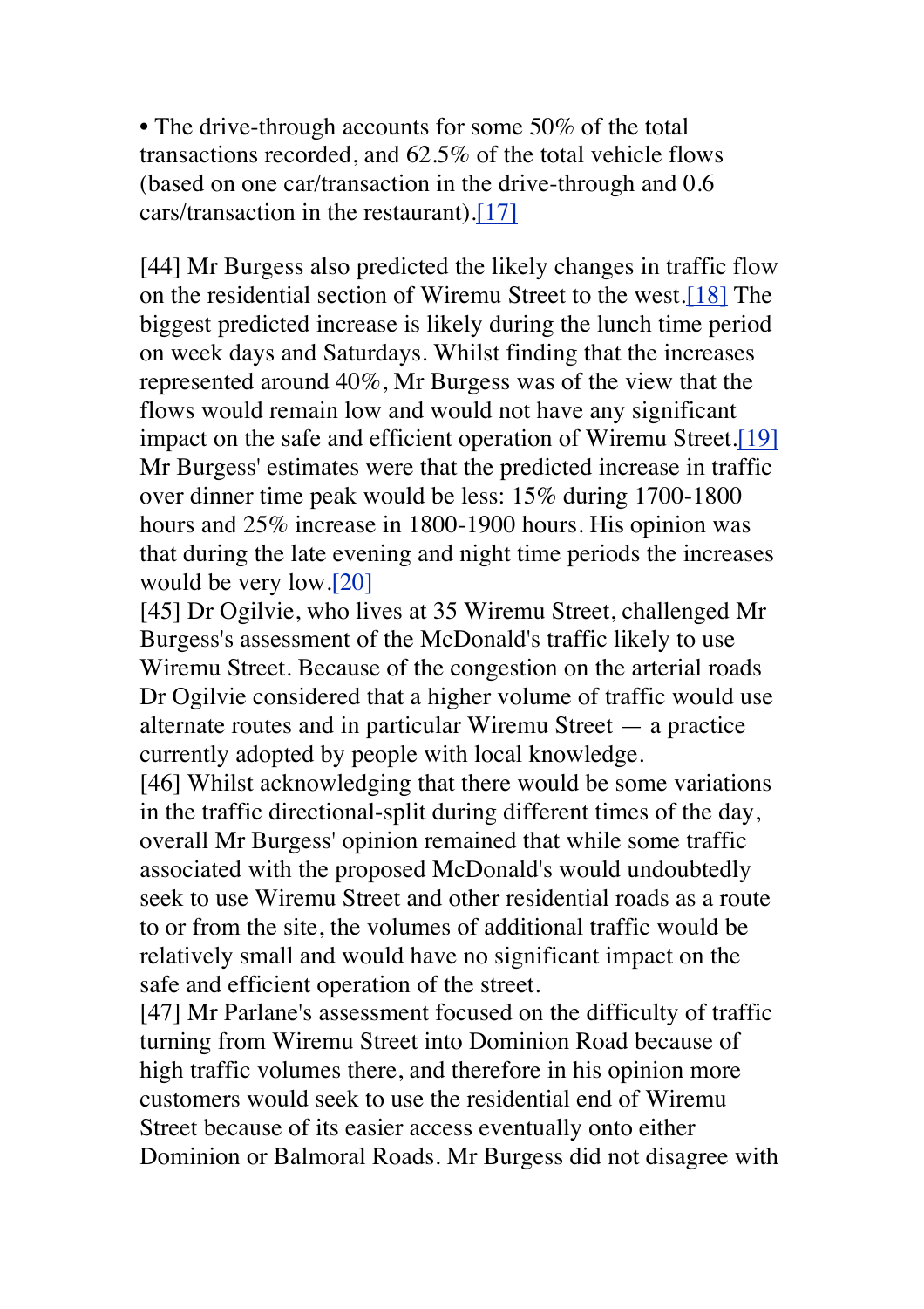- The drive-through accounts for some 50% of the total transactions recorded, and 62.5% of the total vehicle flows (based on one car/transaction in the drive-through and 0.6 cars/transaction in the restaurant).[17]

[44] Mr Burgess also predicted the likely changes in traffic flow on the residential section of Wiremu Street to the west.[18] The biggest predicted increase is likely during the lunch time period on week days and Saturdays. Whilst finding that the increases represented around 40%, Mr Burgess was of the view that the flows would remain low and would not have any significant impact on the safe and efficient operation of Wiremu Street.[19] Mr Burgess' estimates were that the predicted increase in traffic over dinner time peak would be less: 15% during 1700-1800 hours and 25% increase in 1800-1900 hours. His opinion was that during the late evening and night time periods the increases would be very low.[20]

[45] Dr Ogilvie, who lives at 35 Wiremu Street, challenged Mr Burgess's assessment of the McDonald's traffic likely to use Wiremu Street. Because of the congestion on the arterial roads Dr Ogilvie considered that a higher volume of traffic would use alternate routes and in particular Wiremu Street — a practice currently adopted by people with local knowledge.

[46] Whilst acknowledging that there would be some variations in the traffic directional-split during different times of the day, overall Mr Burgess' opinion remained that while some traffic associated with the proposed McDonald's would undoubtedly seek to use Wiremu Street and other residential roads as a route to or from the site, the volumes of additional traffic would be relatively small and would have no significant impact on the safe and efficient operation of the street.

[47] Mr Parlane's assessment focused on the difficulty of traffic turning from Wiremu Street into Dominion Road because of high traffic volumes there, and therefore in his opinion more customers would seek to use the residential end of Wiremu Street because of its easier access eventually onto either Dominion or Balmoral Roads. Mr Burgess did not disagree with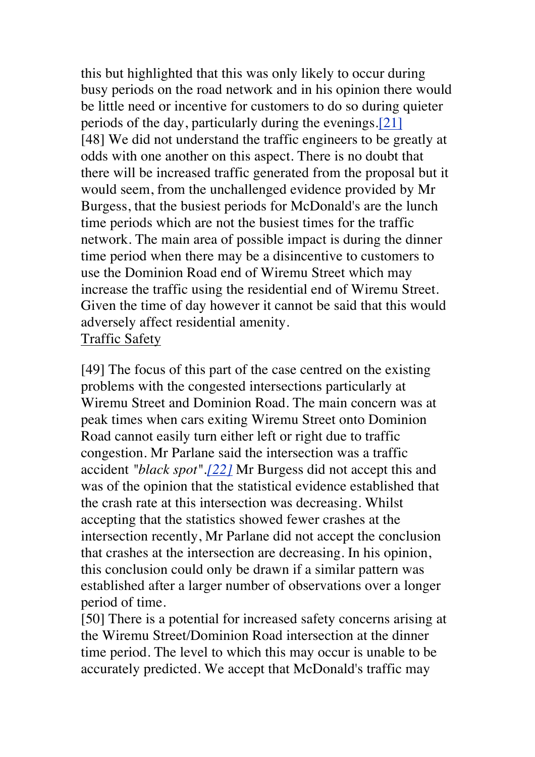this but highlighted that this was only likely to occur during busy periods on the road network and in his opinion there would be little need or incentive for customers to do so during quieter periods of the day, particularly during the evenings.[21]

[48] We did not understand the traffic engineers to be greatly at odds with one another on this aspect. There is no doubt that there will be increased traffic generated from the proposal but it would seem, from the unchallenged evidence provided by Mr Burgess, that the busiest periods for McDonald's are the lunch time periods which are not the busiest times for the traffic network. The main area of possible impact is during the dinner time period when there may be a disincentive to customers to use the Dominion Road end of Wiremu Street which may increase the traffic using the residential end of Wiremu Street. Given the time of day however it cannot be said that this would adversely affect residential amenity.

Traffic Safety

[49] The focus of this part of the case centred on the existing problems with the congested intersections particularly at Wiremu Street and Dominion Road. The main concern was at peak times when cars exiting Wiremu Street onto Dominion Road cannot easily turn either left or right due to traffic congestion. Mr Parlane said the intersection was a traffic accident *"black spot"*.[22] Mr Burgess did not accept this and was of the opinion that the statistical evidence established that the crash rate at this intersection was decreasing. Whilst accepting that the statistics showed fewer crashes at the intersection recently, Mr Parlane did not accept the conclusion that crashes at the intersection are decreasing. In his opinion, this conclusion could only be drawn if a similar pattern was established after a larger number of observations over a longer period of time.

[50] There is a potential for increased safety concerns arising at the Wiremu Street/Dominion Road intersection at the dinner time period. The level to which this may occur is unable to be accurately predicted. We accept that McDonald's traffic may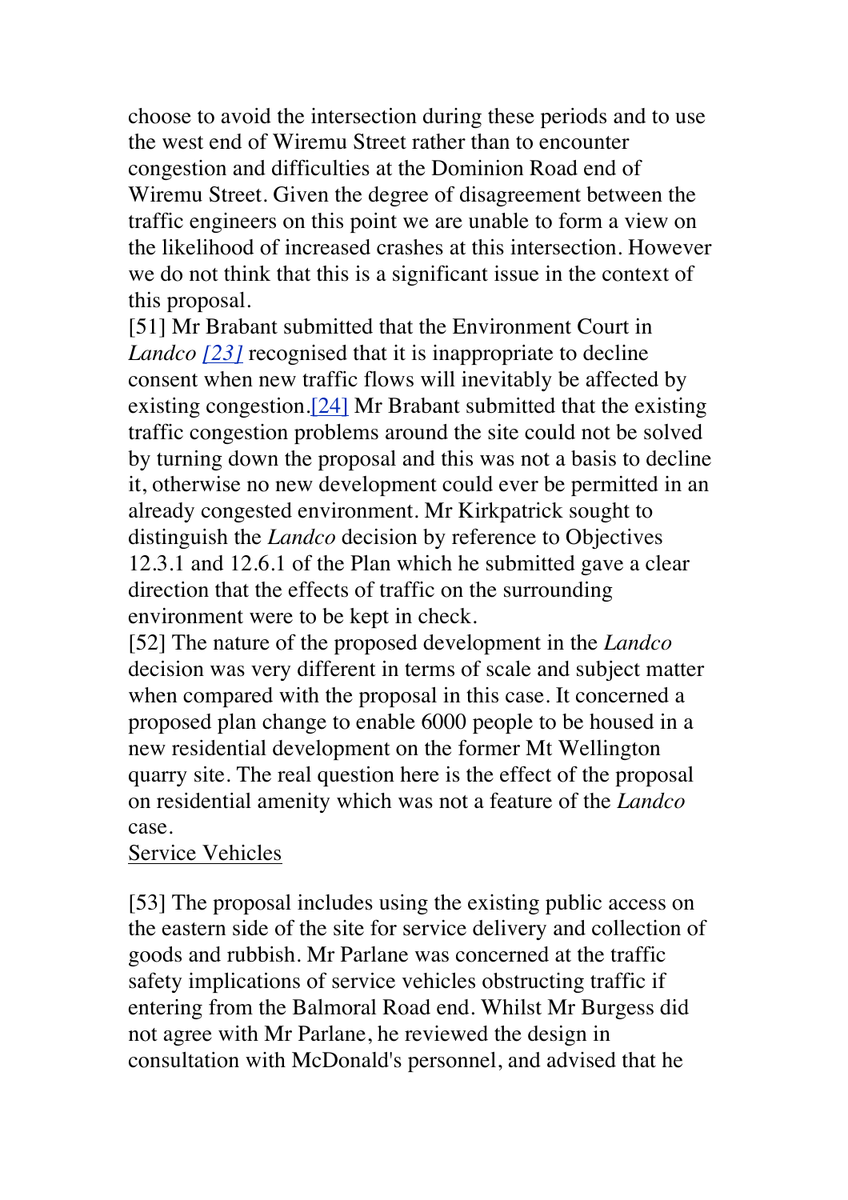choose to avoid the intersection during these periods and to use the west end of Wiremu Street rather than to encounter congestion and difficulties at the Dominion Road end of Wiremu Street. Given the degree of disagreement between the traffic engineers on this point we are unable to form a view on the likelihood of increased crashes at this intersection. However we do not think that this is a significant issue in the context of this proposal.

[51] Mr Brabant submitted that the Environment Court in *Landco* [23] recognised that it is inappropriate to decline consent when new traffic flows will inevitably be affected by existing congestion.[24] Mr Brabant submitted that the existing traffic congestion problems around the site could not be solved by turning down the proposal and this was not a basis to decline it, otherwise no new development could ever be permitted in an already congested environment. Mr Kirkpatrick sought to distinguish the *Landco* decision by reference to Objectives 12.3.1 and 12.6.1 of the Plan which he submitted gave a clear direction that the effects of traffic on the surrounding environment were to be kept in check.

[52] The nature of the proposed development in the *Landco* decision was very different in terms of scale and subject matter when compared with the proposal in this case. It concerned a proposed plan change to enable 6000 people to be housed in a new residential development on the former Mt Wellington quarry site. The real question here is the effect of the proposal on residential amenity which was not a feature of the *Landco* case.

Service Vehicles

[53] The proposal includes using the existing public access on the eastern side of the site for service delivery and collection of goods and rubbish. Mr Parlane was concerned at the traffic safety implications of service vehicles obstructing traffic if entering from the Balmoral Road end. Whilst Mr Burgess did not agree with Mr Parlane, he reviewed the design in consultation with McDonald's personnel, and advised that he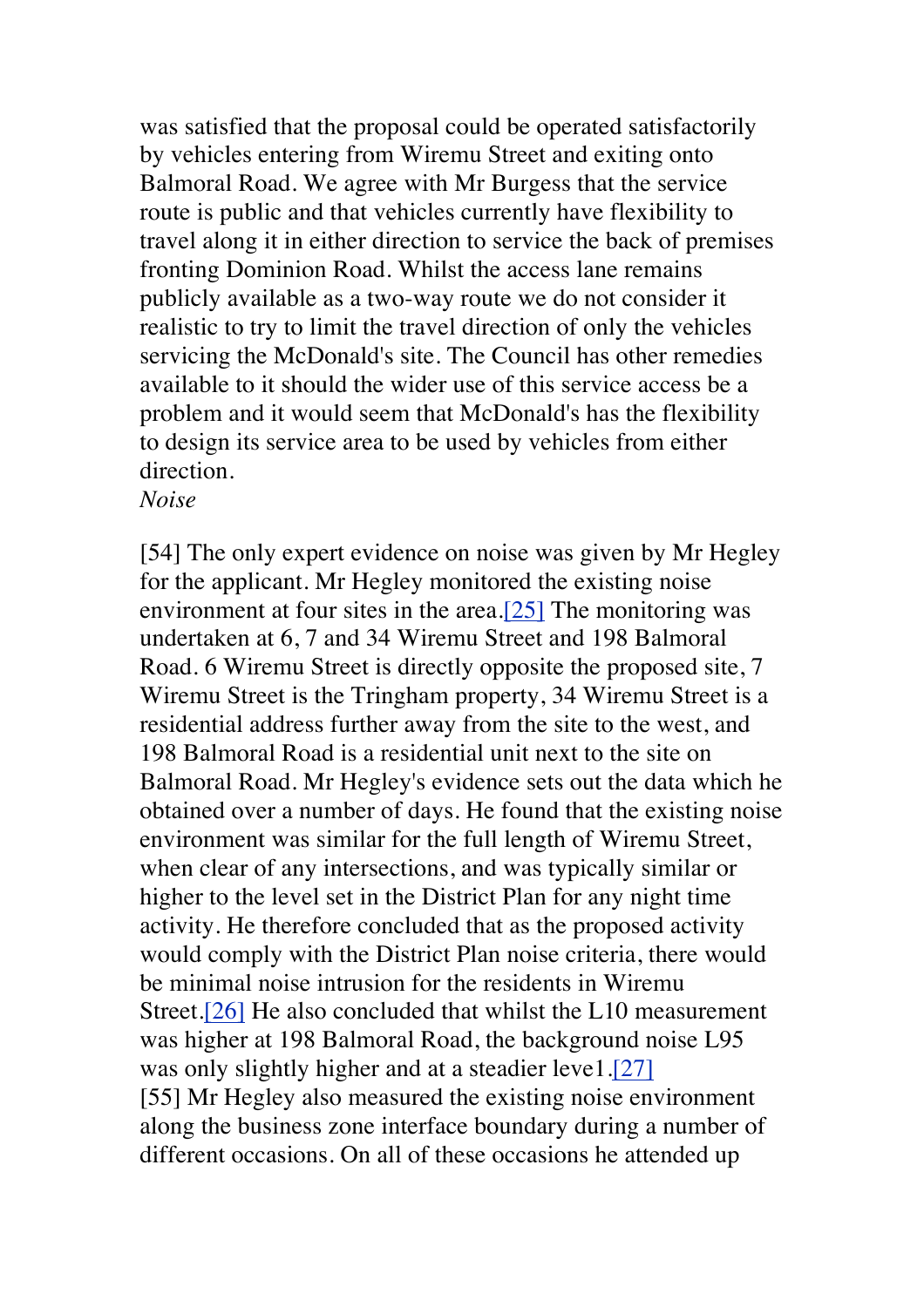was satisfied that the proposal could be operated satisfactorily by vehicles entering from Wiremu Street and exiting onto Balmoral Road. We agree with Mr Burgess that the service route is public and that vehicles currently have flexibility to travel along it in either direction to service the back of premises fronting Dominion Road. Whilst the access lane remains publicly available as a two-way route we do not consider it realistic to try to limit the travel direction of only the vehicles servicing the McDonald's site. The Council has other remedies available to it should the wider use of this service access be a problem and it would seem that McDonald's has the flexibility to design its service area to be used by vehicles from either direction.

*Noise*

[54] The only expert evidence on noise was given by Mr Hegley for the applicant. Mr Hegley monitored the existing noise environment at four sites in the area.[25] The monitoring was undertaken at 6, 7 and 34 Wiremu Street and 198 Balmoral Road. 6 Wiremu Street is directly opposite the proposed site, 7 Wiremu Street is the Tringham property, 34 Wiremu Street is a residential address further away from the site to the west, and 198 Balmoral Road is a residential unit next to the site on Balmoral Road. Mr Hegley's evidence sets out the data which he obtained over a number of days. He found that the existing noise environment was similar for the full length of Wiremu Street, when clear of any intersections, and was typically similar or higher to the level set in the District Plan for any night time activity. He therefore concluded that as the proposed activity would comply with the District Plan noise criteria, there would be minimal noise intrusion for the residents in Wiremu Street.[26] He also concluded that whilst the L10 measurement was higher at 198 Balmoral Road, the background noise L95 was only slightly higher and at a steadier leve1.[27]

[55] Mr Hegley also measured the existing noise environment along the business zone interface boundary during a number of different occasions. On all of these occasions he attended up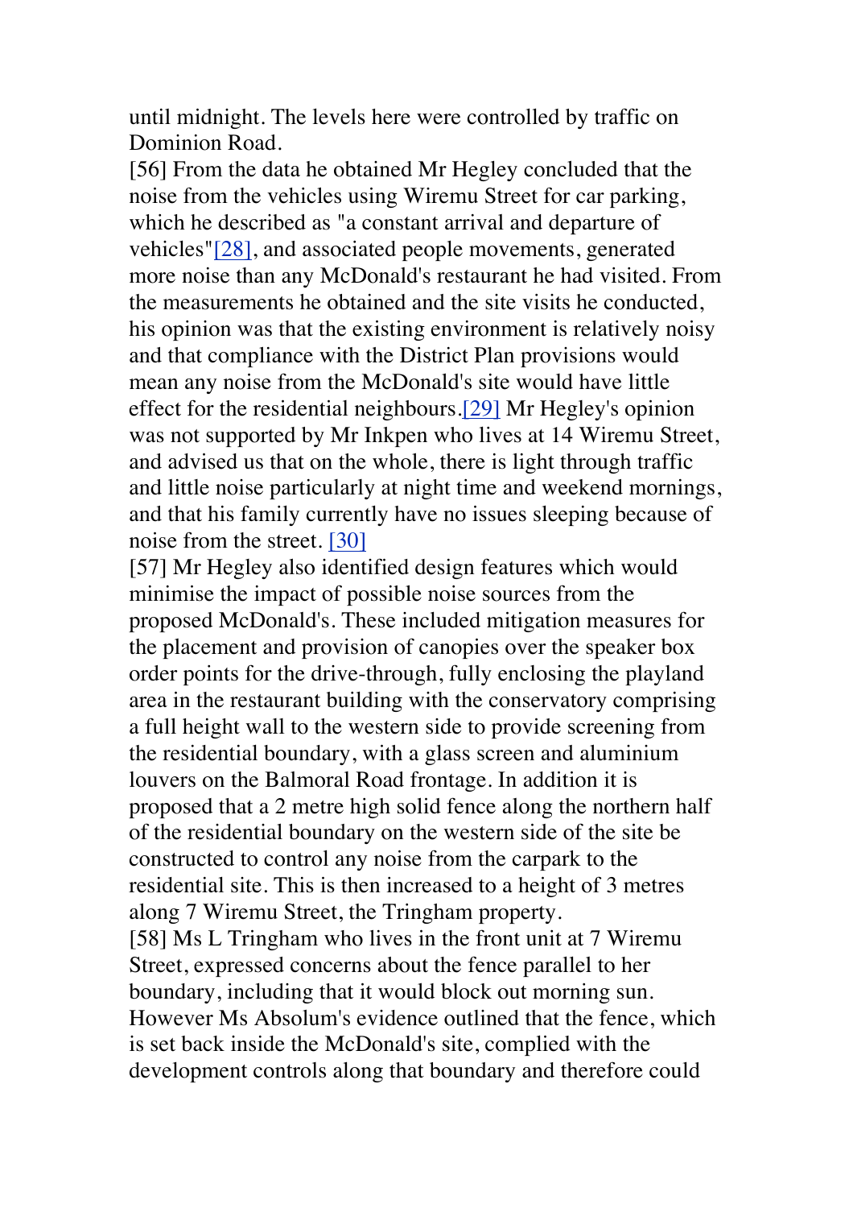until midnight. The levels here were controlled by traffic on Dominion Road.

[56] From the data he obtained Mr Hegley concluded that the noise from the vehicles using Wiremu Street for car parking, which he described as "a constant arrival and departure of vehicles"[28], and associated people movements, generated more noise than any McDonald's restaurant he had visited. From the measurements he obtained and the site visits he conducted, his opinion was that the existing environment is relatively noisy and that compliance with the District Plan provisions would mean any noise from the McDonald's site would have little effect for the residential neighbours.[29] Mr Hegley's opinion was not supported by Mr Inkpen who lives at 14 Wiremu Street, and advised us that on the whole, there is light through traffic and little noise particularly at night time and weekend mornings, and that his family currently have no issues sleeping because of noise from the street. [30]

[57] Mr Hegley also identified design features which would minimise the impact of possible noise sources from the proposed McDonald's. These included mitigation measures for the placement and provision of canopies over the speaker box order points for the drive-through, fully enclosing the playland area in the restaurant building with the conservatory comprising a full height wall to the western side to provide screening from the residential boundary, with a glass screen and aluminium louvers on the Balmoral Road frontage. In addition it is proposed that a 2 metre high solid fence along the northern half of the residential boundary on the western side of the site be constructed to control any noise from the carpark to the residential site. This is then increased to a height of 3 metres along 7 Wiremu Street, the Tringham property.

[58] Ms L Tringham who lives in the front unit at 7 Wiremu Street, expressed concerns about the fence parallel to her boundary, including that it would block out morning sun. However Ms Absolum's evidence outlined that the fence, which is set back inside the McDonald's site, complied with the development controls along that boundary and therefore could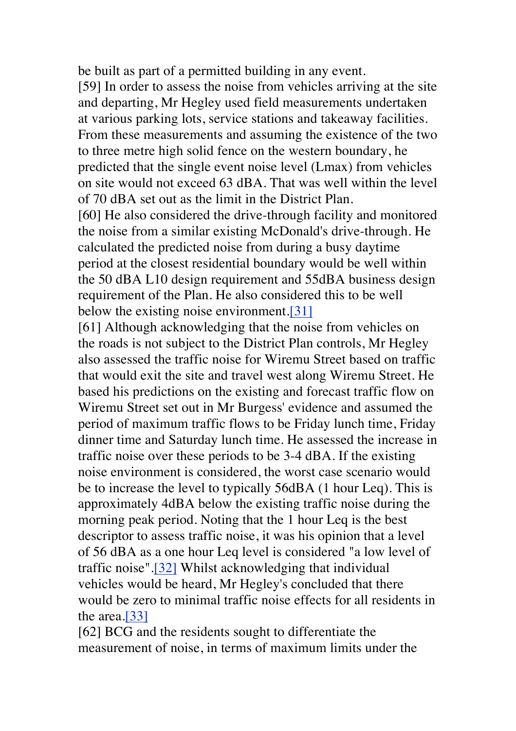be built as part of a permitted building in any event.

[59] In order to assess the noise from vehicles arriving at the site and departing, Mr Hegley used field measurements undertaken at various parking lots, service stations and takeaway facilities. From these measurements and assuming the existence of the two to three metre high solid fence on the western boundary, he predicted that the single event noise level (Lmax) from vehicles on site would not exceed 63 dBA. That was well within the level of 70 dBA set out as the limit in the District Plan.

[60] He also considered the drive-through facility and monitored the noise from a similar existing McDonald's drive-through. He calculated the predicted noise from during a busy daytime period at the closest residential boundary would be well within the 50 dBA L10 design requirement and 55dBA business design requirement of the Plan. He also considered this to be well below the existing noise environment.[31]

[61] Although acknowledging that the noise from vehicles on the roads is not subject to the District Plan controls, Mr Hegley also assessed the traffic noise for Wiremu Street based on traffic that would exit the site and travel west along Wiremu Street. He based his predictions on the existing and forecast traffic flow on Wiremu Street set out in Mr Burgess' evidence and assumed the period of maximum traffic flows to be Friday lunch time, Friday dinner time and Saturday lunch time. He assessed the increase in traffic noise over these periods to be 3-4 dBA. If the existing noise environment is considered, the worst case scenario would be to increase the level to typically 56dBA (1 hour Leq). This is approximately 4dBA below the existing traffic noise during the morning peak period. Noting that the 1 hour Leq is the best descriptor to assess traffic noise, it was his opinion that a level of 56 dBA as a one hour Leq level is considered "a low level of traffic noise".[32] Whilst acknowledging that individual vehicles would be heard, Mr Hegley's concluded that there would be zero to minimal traffic noise effects for all residents in the area.[33]

[62] BCG and the residents sought to differentiate the measurement of noise, in terms of maximum limits under the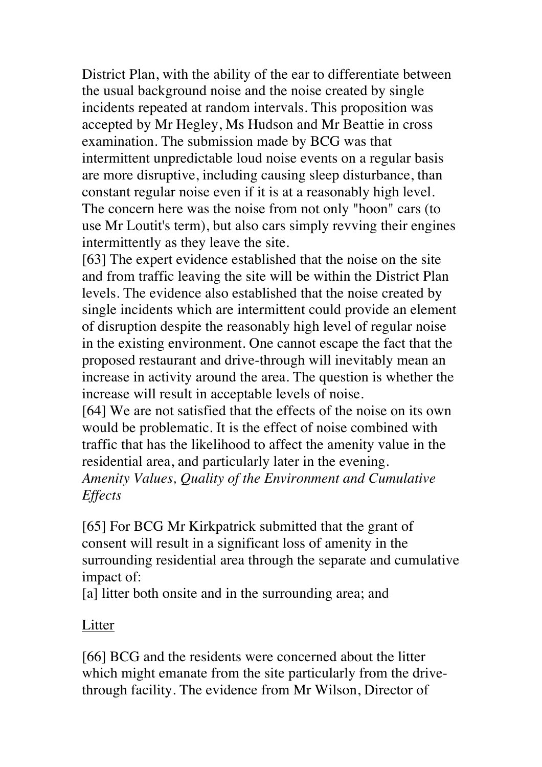District Plan, with the ability of the ear to differentiate between the usual background noise and the noise created by single incidents repeated at random intervals. This proposition was accepted by Mr Hegley, Ms Hudson and Mr Beattie in cross examination. The submission made by BCG was that intermittent unpredictable loud noise events on a regular basis are more disruptive, including causing sleep disturbance, than constant regular noise even if it is at a reasonably high level. The concern here was the noise from not only "hoon" cars (to use Mr Loutit's term), but also cars simply revving their engines intermittently as they leave the site.

[63] The expert evidence established that the noise on the site and from traffic leaving the site will be within the District Plan levels. The evidence also established that the noise created by single incidents which are intermittent could provide an element of disruption despite the reasonably high level of regular noise in the existing environment. One cannot escape the fact that the proposed restaurant and drive-through will inevitably mean an increase in activity around the area. The question is whether the increase will result in acceptable levels of noise.

[64] We are not satisfied that the effects of the noise on its own would be problematic. It is the effect of noise combined with traffic that has the likelihood to affect the amenity value in the residential area, and particularly later in the evening.

*Amenity Values, Quality of the Environment and Cumulative Effects*

[65] For BCG Mr Kirkpatrick submitted that the grant of consent will result in a significant loss of amenity in the surrounding residential area through the separate and cumulative impact of:

[a] litter both onsite and in the surrounding area; and

<u>Litter</u>

[66] BCG and the residents were concerned about the litter which might emanate from the site particularly from the drive-through facility. The evidence from Mr Wilson, Director of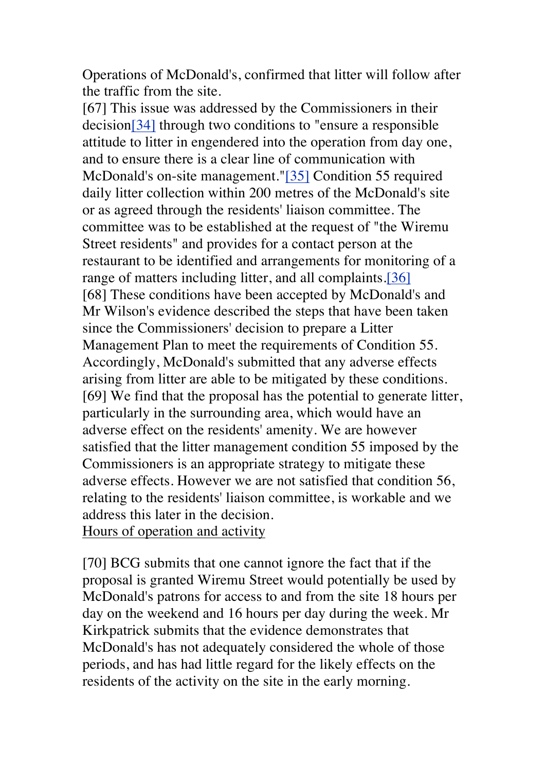Operations of McDonald's, confirmed that litter will follow after the traffic from the site.

[67] This issue was addressed by the Commissioners in their decision[34] through two conditions to "ensure a responsible attitude to litter in engendered into the operation from day one, and to ensure there is a clear line of communication with McDonald's on-site management."[35] Condition 55 required daily litter collection within 200 metres of the McDonald's site or as agreed through the residents' liaison committee. The committee was to be established at the request of "the Wiremu Street residents" and provides for a contact person at the restaurant to be identified and arrangements for monitoring of a range of matters including litter, and all complaints.[36]

[68] These conditions have been accepted by McDonald's and Mr Wilson's evidence described the steps that have been taken since the Commissioners' decision to prepare a Litter Management Plan to meet the requirements of Condition 55. Accordingly, McDonald's submitted that any adverse effects arising from litter are able to be mitigated by these conditions.

[69] We find that the proposal has the potential to generate litter, particularly in the surrounding area, which would have an adverse effect on the residents' amenity. We are however satisfied that the litter management condition 55 imposed by the Commissioners is an appropriate strategy to mitigate these adverse effects. However we are not satisfied that condition 56, relating to the residents' liaison committee, is workable and we address this later in the decision.

Hours of operation and activity

[70] BCG submits that one cannot ignore the fact that if the proposal is granted Wiremu Street would potentially be used by McDonald's patrons for access to and from the site 18 hours per day on the weekend and 16 hours per day during the week. Mr Kirkpatrick submits that the evidence demonstrates that McDonald's has not adequately considered the whole of those periods, and has had little regard for the likely effects on the residents of the activity on the site in the early morning.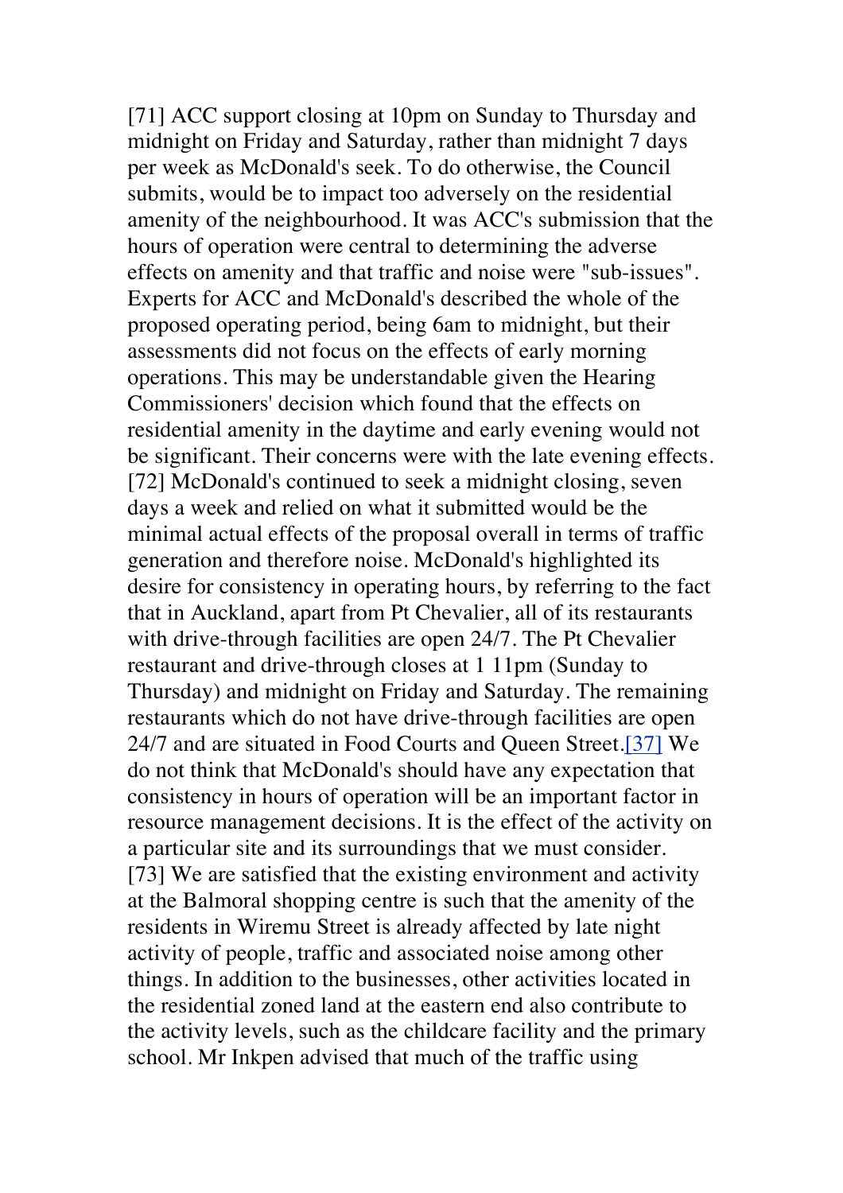[71] ACC support closing at 10pm on Sunday to Thursday and midnight on Friday and Saturday, rather than midnight 7 days per week as McDonald's seek. To do otherwise, the Council submits, would be to impact too adversely on the residential amenity of the neighbourhood. It was ACC's submission that the hours of operation were central to determining the adverse effects on amenity and that traffic and noise were "sub-issues". Experts for ACC and McDonald's described the whole of the proposed operating period, being 6am to midnight, but their assessments did not focus on the effects of early morning operations. This may be understandable given the Hearing Commissioners' decision which found that the effects on residential amenity in the daytime and early evening would not be significant. Their concerns were with the late evening effects.

[72] McDonald's continued to seek a midnight closing, seven days a week and relied on what it submitted would be the minimal actual effects of the proposal overall in terms of traffic generation and therefore noise. McDonald's highlighted its desire for consistency in operating hours, by referring to the fact that in Auckland, apart from Pt Chevalier, all of its restaurants with drive-through facilities are open 24/7. The Pt Chevalier restaurant and drive-through closes at 1 11pm (Sunday to Thursday) and midnight on Friday and Saturday. The remaining restaurants which do not have drive-through facilities are open 24/7 and are situated in Food Courts and Queen Street.[37] We do not think that McDonald's should have any expectation that consistency in hours of operation will be an important factor in resource management decisions. It is the effect of the activity on a particular site and its surroundings that we must consider.

[73] We are satisfied that the existing environment and activity at the Balmoral shopping centre is such that the amenity of the residents in Wiremu Street is already affected by late night activity of people, traffic and associated noise among other things. In addition to the businesses, other activities located in the residential zoned land at the eastern end also contribute to the activity levels, such as the childcare facility and the primary school. Mr Inkpen advised that much of the traffic using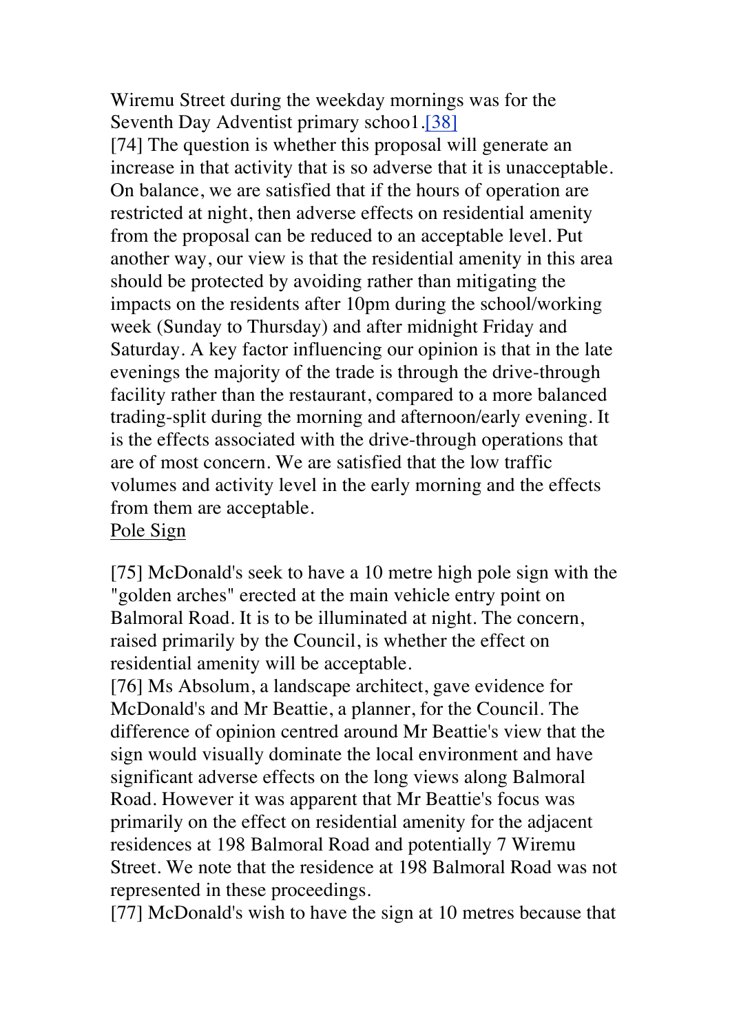Wiremu Street during the weekday mornings was for the Seventh Day Adventist primary schoo1.[38]

[74] The question is whether this proposal will generate an increase in that activity that is so adverse that it is unacceptable. On balance, we are satisfied that if the hours of operation are restricted at night, then adverse effects on residential amenity from the proposal can be reduced to an acceptable level. Put another way, our view is that the residential amenity in this area should be protected by avoiding rather than mitigating the impacts on the residents after 10pm during the school/working week (Sunday to Thursday) and after midnight Friday and Saturday. A key factor influencing our opinion is that in the late evenings the majority of the trade is through the drive-through facility rather than the restaurant, compared to a more balanced trading-split during the morning and afternoon/early evening. It is the effects associated with the drive-through operations that are of most concern. We are satisfied that the low traffic volumes and activity level in the early morning and the effects from them are acceptable.

Pole Sign

[75] McDonald's seek to have a 10 metre high pole sign with the "golden arches" erected at the main vehicle entry point on Balmoral Road. It is to be illuminated at night. The concern, raised primarily by the Council, is whether the effect on residential amenity will be acceptable.

[76] Ms Absolum, a landscape architect, gave evidence for McDonald's and Mr Beattie, a planner, for the Council. The difference of opinion centred around Mr Beattie's view that the sign would visually dominate the local environment and have significant adverse effects on the long views along Balmoral Road. However it was apparent that Mr Beattie's focus was primarily on the effect on residential amenity for the adjacent residences at 198 Balmoral Road and potentially 7 Wiremu Street. We note that the residence at 198 Balmoral Road was not represented in these proceedings.

[77] McDonald's wish to have the sign at 10 metres because that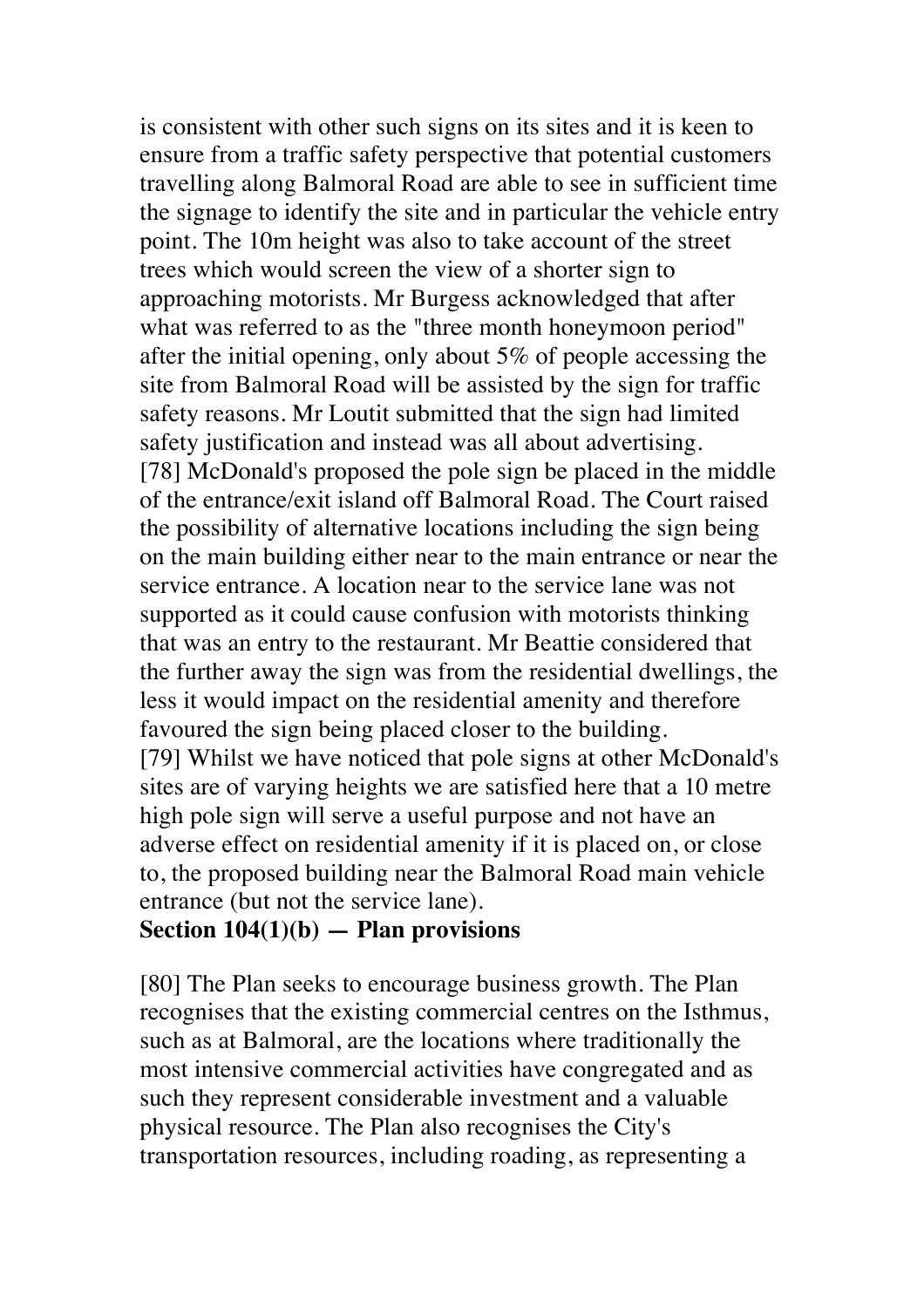is consistent with other such signs on its sites and it is keen to ensure from a traffic safety perspective that potential customers travelling along Balmoral Road are able to see in sufficient time the signage to identify the site and in particular the vehicle entry point. The 10m height was also to take account of the street trees which would screen the view of a shorter sign to approaching motorists. Mr Burgess acknowledged that after what was referred to as the "three month honeymoon period" after the initial opening, only about 5% of people accessing the site from Balmoral Road will be assisted by the sign for traffic safety reasons. Mr Loutit submitted that the sign had limited safety justification and instead was all about advertising.

[78] McDonald's proposed the pole sign be placed in the middle of the entrance/exit island off Balmoral Road. The Court raised the possibility of alternative locations including the sign being on the main building either near to the main entrance or near the service entrance. A location near to the service lane was not supported as it could cause confusion with motorists thinking that was an entry to the restaurant. Mr Beattie considered that the further away the sign was from the residential dwellings, the less it would impact on the residential amenity and therefore favoured the sign being placed closer to the building.

[79] Whilst we have noticed that pole signs at other McDonald's sites are of varying heights we are satisfied here that a 10 metre high pole sign will serve a useful purpose and not have an adverse effect on residential amenity if it is placed on, or close to, the proposed building near the Balmoral Road main vehicle entrance (but not the service lane).

**Section 104(1)(b) — Plan provisions**

[80] The Plan seeks to encourage business growth. The Plan recognises that the existing commercial centres on the Isthmus, such as at Balmoral, are the locations where traditionally the most intensive commercial activities have congregated and as such they represent considerable investment and a valuable physical resource. The Plan also recognises the City's transportation resources, including roading, as representing a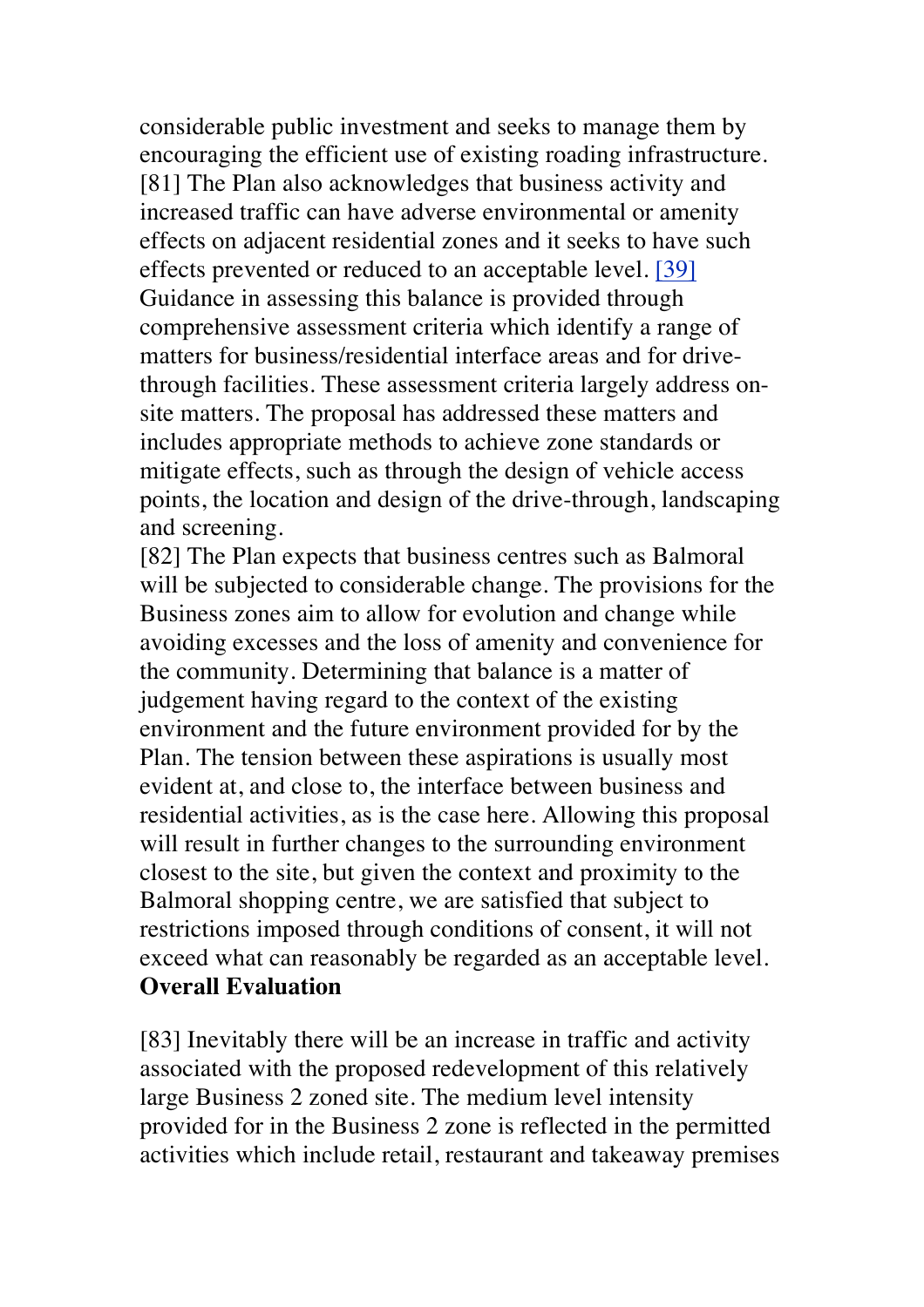considerable public investment and seeks to manage them by encouraging the efficient use of existing roading infrastructure.

[81] The Plan also acknowledges that business activity and increased traffic can have adverse environmental or amenity effects on adjacent residential zones and it seeks to have such effects prevented or reduced to an acceptable level. [39] Guidance in assessing this balance is provided through comprehensive assessment criteria which identify a range of matters for business/residential interface areas and for drive-through facilities. These assessment criteria largely address on-site matters. The proposal has addressed these matters and includes appropriate methods to achieve zone standards or mitigate effects, such as through the design of vehicle access points, the location and design of the drive-through, landscaping and screening.

[82] The Plan expects that business centres such as Balmoral will be subjected to considerable change. The provisions for the Business zones aim to allow for evolution and change while avoiding excesses and the loss of amenity and convenience for the community. Determining that balance is a matter of judgement having regard to the context of the existing environment and the future environment provided for by the Plan. The tension between these aspirations is usually most evident at, and close to, the interface between business and residential activities, as is the case here. Allowing this proposal will result in further changes to the surrounding environment closest to the site, but given the context and proximity to the Balmoral shopping centre, we are satisfied that subject to restrictions imposed through conditions of consent, it will not exceed what can reasonably be regarded as an acceptable level.

**Overall Evaluation**

[83] Inevitably there will be an increase in traffic and activity associated with the proposed redevelopment of this relatively large Business 2 zoned site. The medium level intensity provided for in the Business 2 zone is reflected in the permitted activities which include retail, restaurant and takeaway premises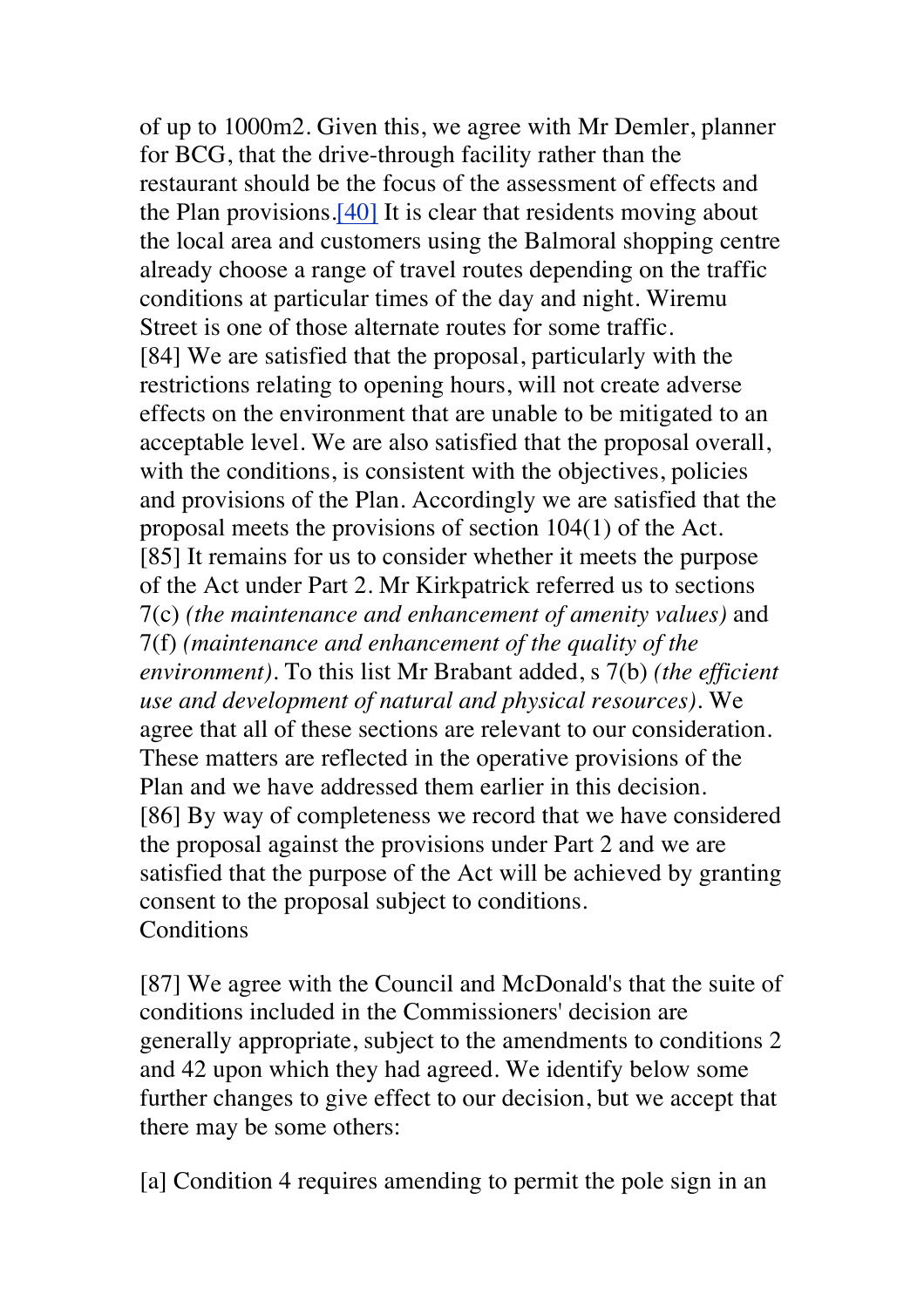of up to 1000m2. Given this, we agree with Mr Demler, planner for BCG, that the drive-through facility rather than the restaurant should be the focus of the assessment of effects and the Plan provisions.[40] It is clear that residents moving about the local area and customers using the Balmoral shopping centre already choose a range of travel routes depending on the traffic conditions at particular times of the day and night. Wiremu Street is one of those alternate routes for some traffic.

[84] We are satisfied that the proposal, particularly with the restrictions relating to opening hours, will not create adverse effects on the environment that are unable to be mitigated to an acceptable level. We are also satisfied that the proposal overall, with the conditions, is consistent with the objectives, policies and provisions of the Plan. Accordingly we are satisfied that the proposal meets the provisions of section 104(1) of the Act.

[85] It remains for us to consider whether it meets the purpose of the Act under Part 2. Mr Kirkpatrick referred us to sections 7(c) *(the maintenance and enhancement of amenity values)* and 7(f) *(maintenance and enhancement of the quality of the environment)*. To this list Mr Brabant added, s 7(b) *(the efficient use and development of natural and physical resources)*. We agree that all of these sections are relevant to our consideration. These matters are reflected in the operative provisions of the Plan and we have addressed them earlier in this decision.

[86] By way of completeness we record that we have considered the proposal against the provisions under Part 2 and we are satisfied that the purpose of the Act will be achieved by granting consent to the proposal subject to conditions.

Conditions

[87] We agree with the Council and McDonald's that the suite of conditions included in the Commissioners' decision are generally appropriate, subject to the amendments to conditions 2 and 42 upon which they had agreed. We identify below some further changes to give effect to our decision, but we accept that there may be some others:

[a] Condition 4 requires amending to permit the pole sign in an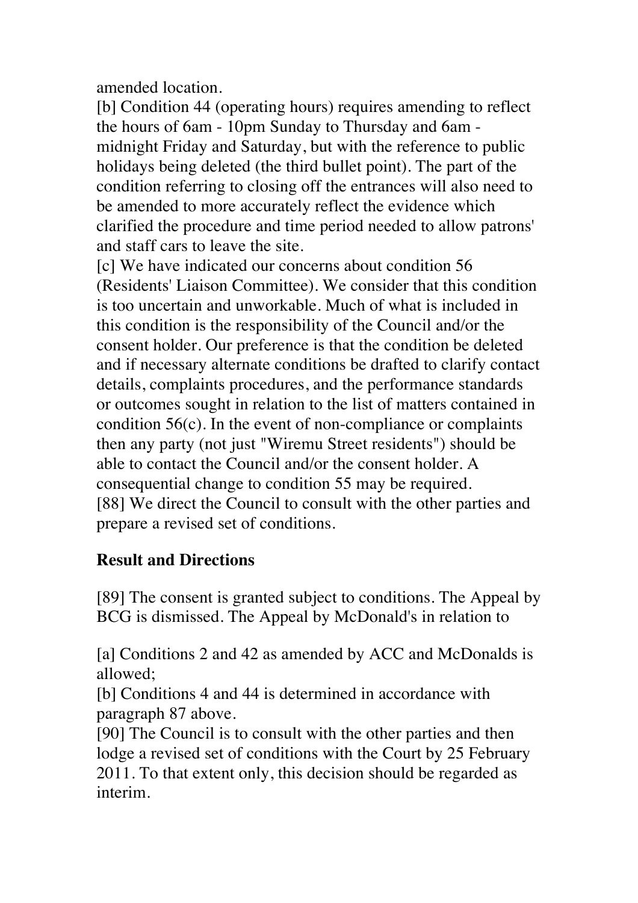amended location.

[b] Condition 44 (operating hours) requires amending to reflect the hours of 6am - 10pm Sunday to Thursday and 6am - midnight Friday and Saturday, but with the reference to public holidays being deleted (the third bullet point). The part of the condition referring to closing off the entrances will also need to be amended to more accurately reflect the evidence which clarified the procedure and time period needed to allow patrons' and staff cars to leave the site.

[c] We have indicated our concerns about condition 56 (Residents' Liaison Committee). We consider that this condition is too uncertain and unworkable. Much of what is included in this condition is the responsibility of the Council and/or the consent holder. Our preference is that the condition be deleted and if necessary alternate conditions be drafted to clarify contact details, complaints procedures, and the performance standards or outcomes sought in relation to the list of matters contained in condition 56(c). In the event of non-compliance or complaints then any party (not just "Wiremu Street residents") should be able to contact the Council and/or the consent holder. A consequential change to condition 55 may be required.

[88] We direct the Council to consult with the other parties and prepare a revised set of conditions.

## Result and Directions

[89] The consent is granted subject to conditions. The Appeal by BCG is dismissed. The Appeal by McDonald's in relation to

[a] Conditions 2 and 42 as amended by ACC and McDonalds is allowed;

[b] Conditions 4 and 44 is determined in accordance with paragraph 87 above.

[90] The Council is to consult with the other parties and then lodge a revised set of conditions with the Court by 25 February 2011. To that extent only, this decision should be regarded as interim.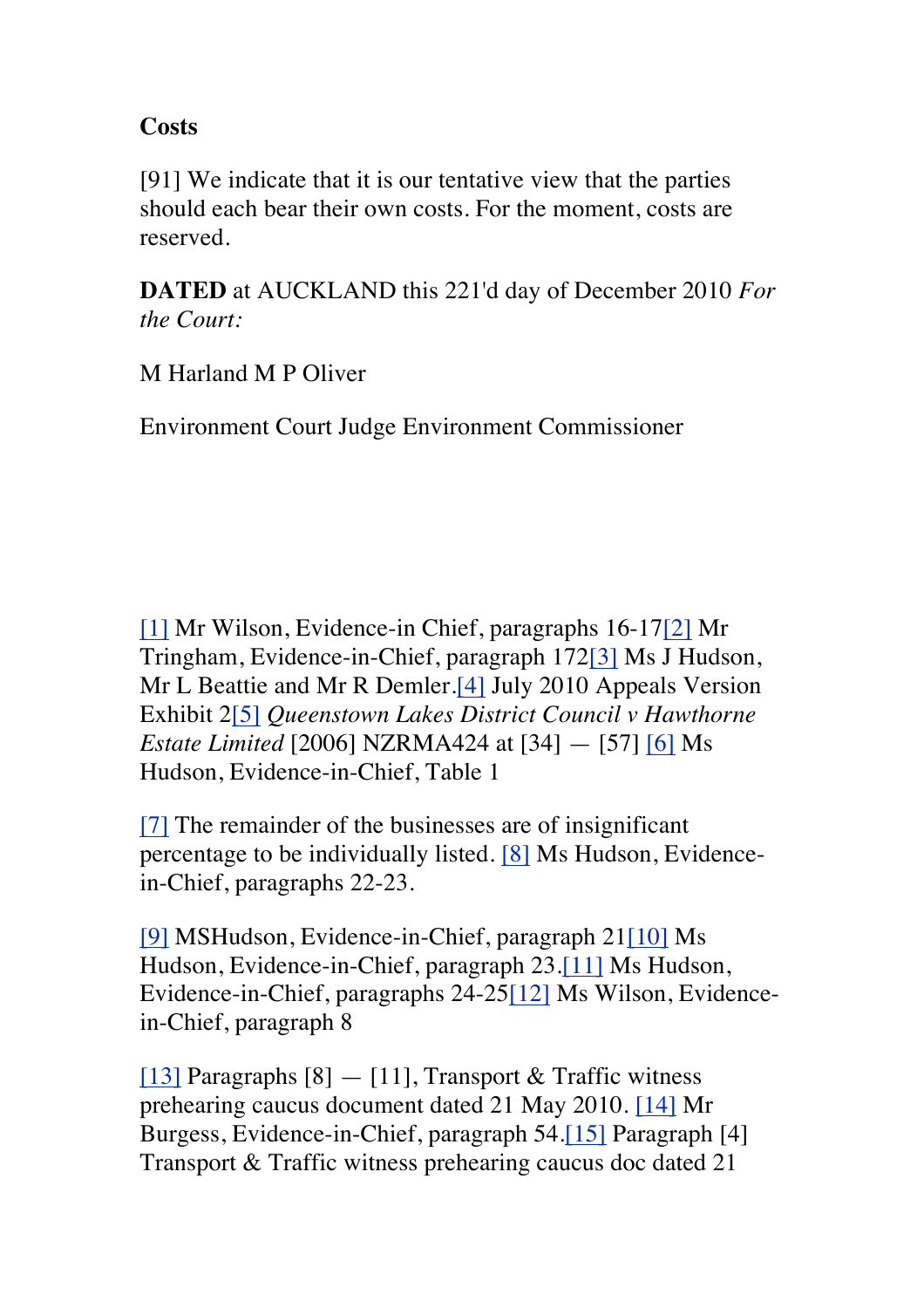**Costs**

[91] We indicate that it is our tentative view that the parties should each bear their own costs. For the moment, costs are reserved.

**DATED** at AUCKLAND this 221'd day of December 2010 *For the Court:*

M Harland M P Oliver

Environment Court Judge Environment Commissioner

[1] Mr Wilson, Evidence-in Chief, paragraphs 16-17[2] Mr Tringham, Evidence-in-Chief, paragraph 172[3] Ms J Hudson, Mr L Beattie and Mr R Demler.[4] July 2010 Appeals Version Exhibit 2[5] *Queenstown Lakes District Council v Hawthorne Estate Limited* [2006] NZRMA424 at [34] — [57] [6] Ms Hudson, Evidence-in-Chief, Table 1

[7] The remainder of the businesses are of insignificant percentage to be individually listed. [8] Ms Hudson, Evidence-in-Chief, paragraphs 22-23.

[9] MSHudson, Evidence-in-Chief, paragraph 21[10] Ms Hudson, Evidence-in-Chief, paragraph 23.[11] Ms Hudson, Evidence-in-Chief, paragraphs 24-25[12] Ms Wilson, Evidence-in-Chief, paragraph 8

[13] Paragraphs [8] — [11], Transport & Traffic witness prehearing caucus document dated 21 May 2010. [14] Mr Burgess, Evidence-in-Chief, paragraph 54.[15] Paragraph [4] Transport & Traffic witness prehearing caucus doc dated 21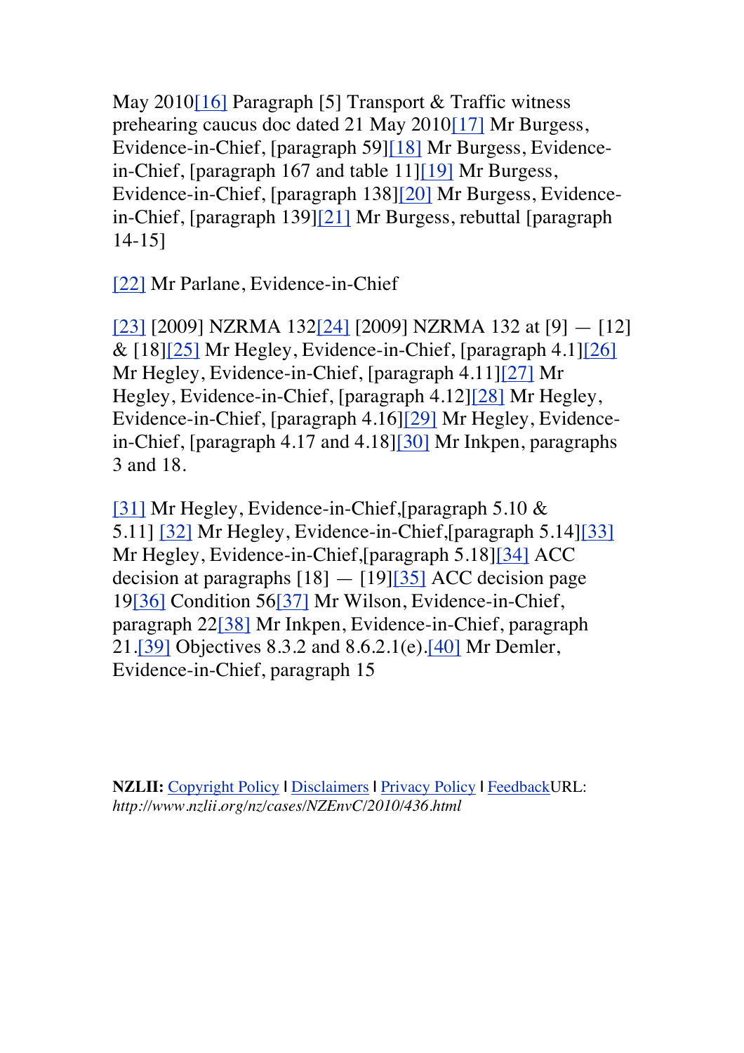May 2010[16] Paragraph [5] Transport & Traffic witness prehearing caucus doc dated 21 May 2010[17] Mr Burgess, Evidence-in-Chief, [paragraph 59][18] Mr Burgess, Evidence-in-Chief, [paragraph 167 and table 11][19] Mr Burgess, Evidence-in-Chief, [paragraph 138][20] Mr Burgess, Evidence-in-Chief, [paragraph 139][21] Mr Burgess, rebuttal [paragraph 14-15]

[22] Mr Parlane, Evidence-in-Chief

[23] [2009] NZRMA 132[24] [2009] NZRMA 132 at [9] — [12] & [18][25] Mr Hegley, Evidence-in-Chief, [paragraph 4.1][26] Mr Hegley, Evidence-in-Chief, [paragraph 4.11][27] Mr Hegley, Evidence-in-Chief, [paragraph 4.12][28] Mr Hegley, Evidence-in-Chief, [paragraph 4.16][29] Mr Hegley, Evidence-in-Chief, [paragraph 4.17 and 4.18][30] Mr Inkpen, paragraphs 3 and 18.

[31] Mr Hegley, Evidence-in-Chief,[paragraph 5.10 & 5.11] [32] Mr Hegley, Evidence-in-Chief,[paragraph 5.14][33] Mr Hegley, Evidence-in-Chief,[paragraph 5.18][34] ACC decision at paragraphs [18] — [19][35] ACC decision page 19[36] Condition 56[37] Mr Wilson, Evidence-in-Chief, paragraph 22[38] Mr Inkpen, Evidence-in-Chief, paragraph 21.[39] Objectives 8.3.2 and 8.6.2.1(e).[40] Mr Demler, Evidence-in-Chief, paragraph 15

**NZLII:** Copyright Policy | Disclaimers | Privacy Policy | FeedbackURL: *http://www.nzlii.org/nz/cases/NZEnvC/2010/436.html*